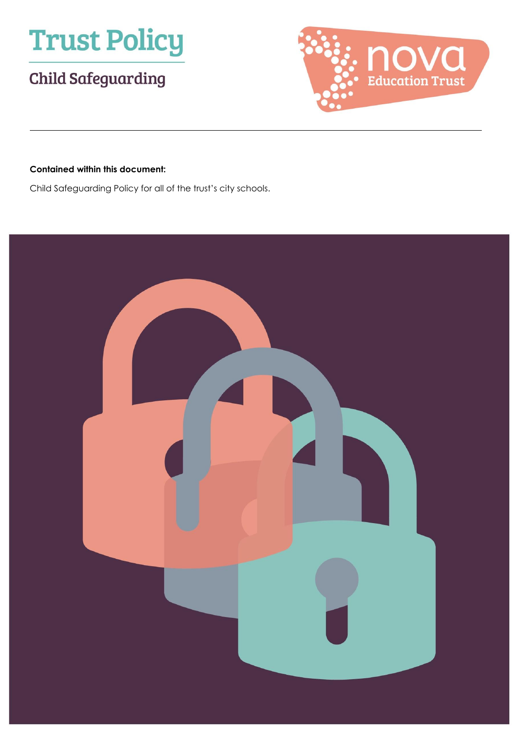# Trust Policy

## Child Safeguarding

nova Education Trust

**Contained within this document:**

Child Safeguarding Policy for all of the trust's city schools.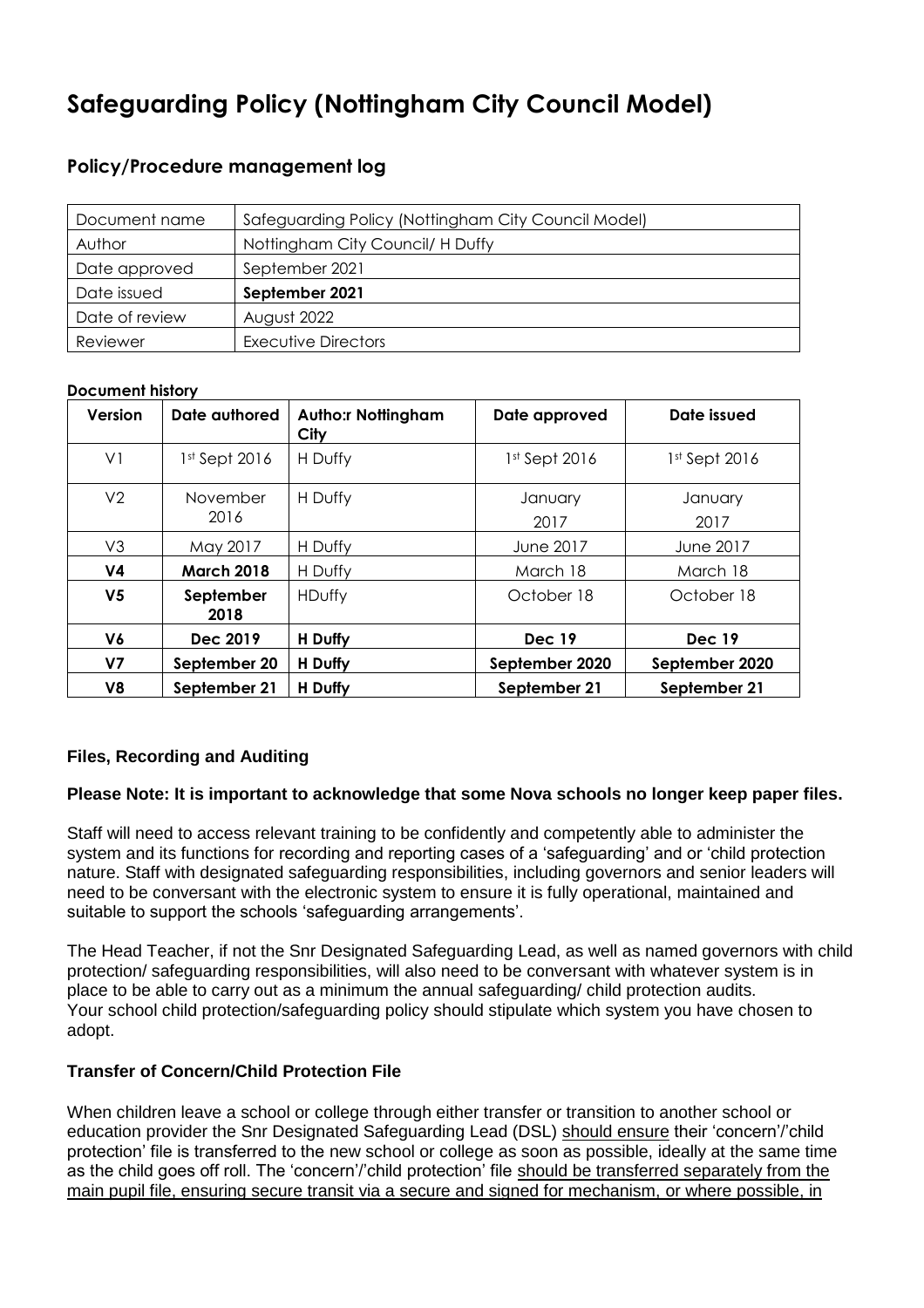# Safeguarding Policy (Nottingham City Council Model)

## Policy/Procedure management log

| Document name | Safeguarding Policy (Nottingham City Council Model) |
|---|---|
| Author | Nottingham City Council/ H Duffy |
| Date approved | September 2021 |
| Date issued | **September 2021** |
| Date of review | August 2022 |
| Reviewer | Executive Directors |

**Document history**

| Version | Date authored | Autho:r Nottingham City | Date approved | Date issued |
|---|---|---|---|---|
| V1 | 1st Sept 2016 | H Duffy | 1st Sept 2016 | 1st Sept 2016 |
| V2 | November 2016 | H Duffy | January 2017 | January 2017 |
| V3 | May 2017 | H Duffy | June 2017 | June 2017 |
| **V4** | **March 2018** | H Duffy | March 18 | March 18 |
| **V5** | **September 2018** | HDuffy | October 18 | October 18 |
| **V6** | **Dec 2019** | **H Duffy** | **Dec 19** | **Dec 19** |
| **V7** | **September 20** | **H Duffy** | **September 2020** | **September 2020** |
| **V8** | **September 21** | **H Duffy** | **September 21** | **September 21** |

**Files, Recording and Auditing**

**Please Note: It is important to acknowledge that some Nova schools no longer keep paper files.**

Staff will need to access relevant training to be confidently and competently able to administer the system and its functions for recording and reporting cases of a 'safeguarding' and or 'child protection nature. Staff with designated safeguarding responsibilities, including governors and senior leaders will need to be conversant with the electronic system to ensure it is fully operational, maintained and suitable to support the schools 'safeguarding arrangements'.

The Head Teacher, if not the Snr Designated Safeguarding Lead, as well as named governors with child protection/ safeguarding responsibilities, will also need to be conversant with whatever system is in place to be able to carry out as a minimum the annual safeguarding/ child protection audits. Your school child protection/safeguarding policy should stipulate which system you have chosen to adopt.

**Transfer of Concern/Child Protection File**

When children leave a school or college through either transfer or transition to another school or education provider the Snr Designated Safeguarding Lead (DSL) should ensure their 'concern'/'child protection' file is transferred to the new school or college as soon as possible, ideally at the same time as the child goes off roll. The 'concern'/'child protection' file should be transferred separately from the main pupil file, ensuring secure transit via a secure and signed for mechanism, or where possible, in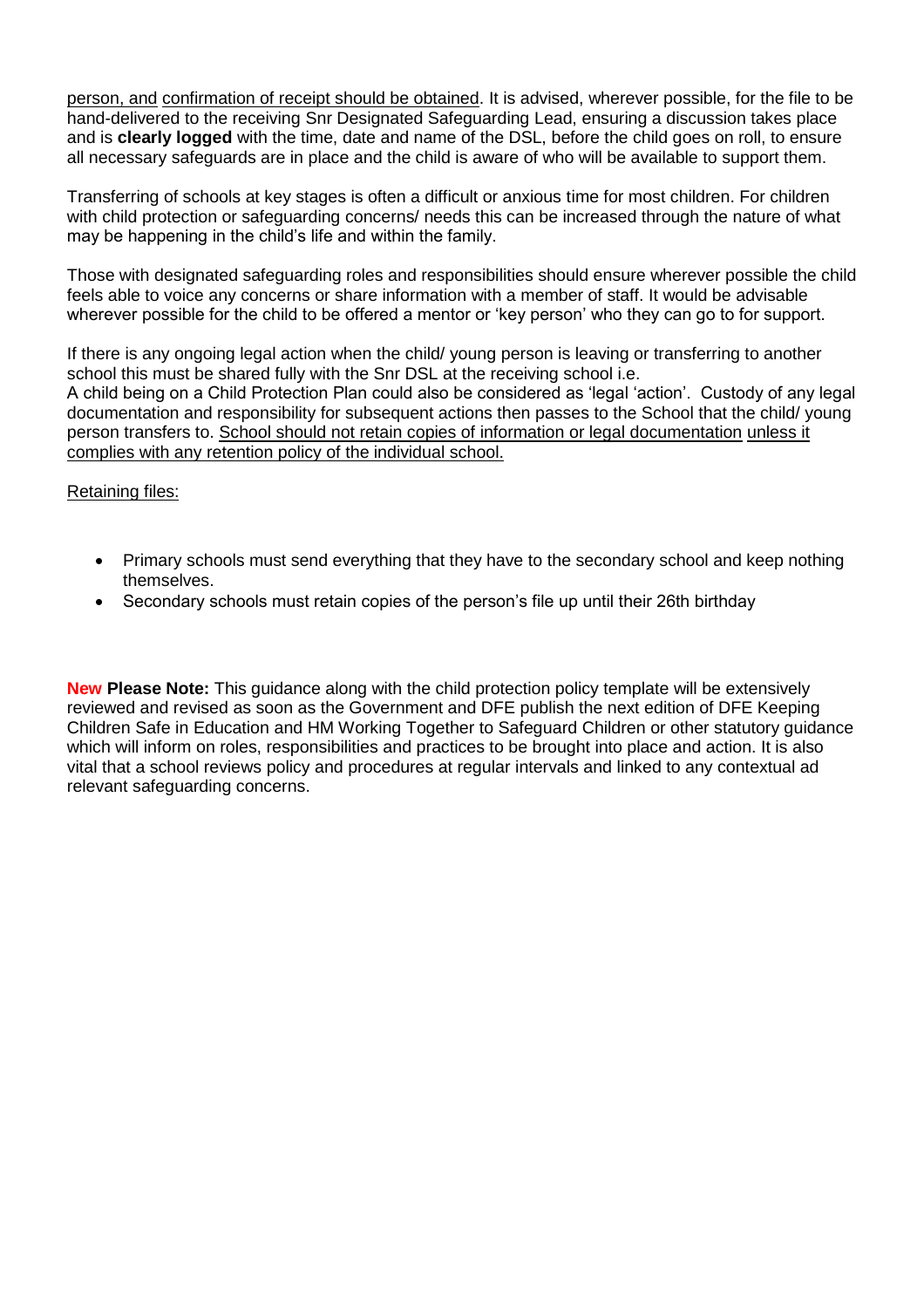person, and confirmation of receipt should be obtained. It is advised, wherever possible, for the file to be hand-delivered to the receiving Snr Designated Safeguarding Lead, ensuring a discussion takes place and is **clearly logged** with the time, date and name of the DSL, before the child goes on roll, to ensure all necessary safeguards are in place and the child is aware of who will be available to support them.

Transferring of schools at key stages is often a difficult or anxious time for most children. For children with child protection or safeguarding concerns/ needs this can be increased through the nature of what may be happening in the child's life and within the family.

Those with designated safeguarding roles and responsibilities should ensure wherever possible the child feels able to voice any concerns or share information with a member of staff. It would be advisable wherever possible for the child to be offered a mentor or 'key person' who they can go to for support.

If there is any ongoing legal action when the child/ young person is leaving or transferring to another school this must be shared fully with the Snr DSL at the receiving school i.e.
A child being on a Child Protection Plan could also be considered as 'legal 'action'. Custody of any legal documentation and responsibility for subsequent actions then passes to the School that the child/ young person transfers to. School should not retain copies of information or legal documentation unless it complies with any retention policy of the individual school.

Retaining files:

- Primary schools must send everything that they have to the secondary school and keep nothing themselves.
- Secondary schools must retain copies of the person's file up until their 26th birthday

**New Please Note:** This guidance along with the child protection policy template will be extensively reviewed and revised as soon as the Government and DFE publish the next edition of DFE Keeping Children Safe in Education and HM Working Together to Safeguard Children or other statutory guidance which will inform on roles, responsibilities and practices to be brought into place and action. It is also vital that a school reviews policy and procedures at regular intervals and linked to any contextual ad relevant safeguarding concerns.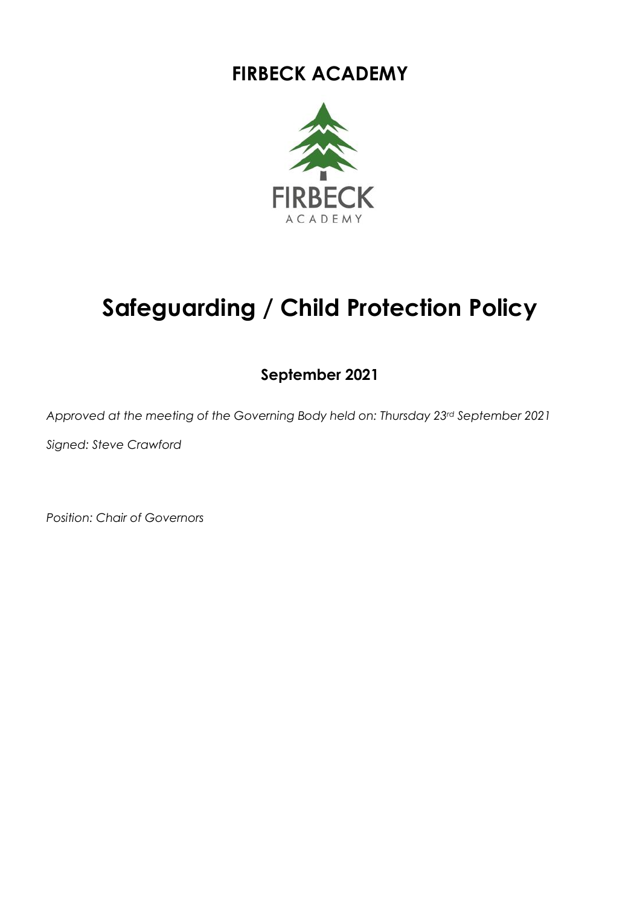# FIRBECK ACADEMY

# Safeguarding / Child Protection Policy

**September 2021**

*Approved at the meeting of the Governing Body held on: Thursday 23rd September 2021*

*Signed: Steve Crawford*

*Position: Chair of Governors*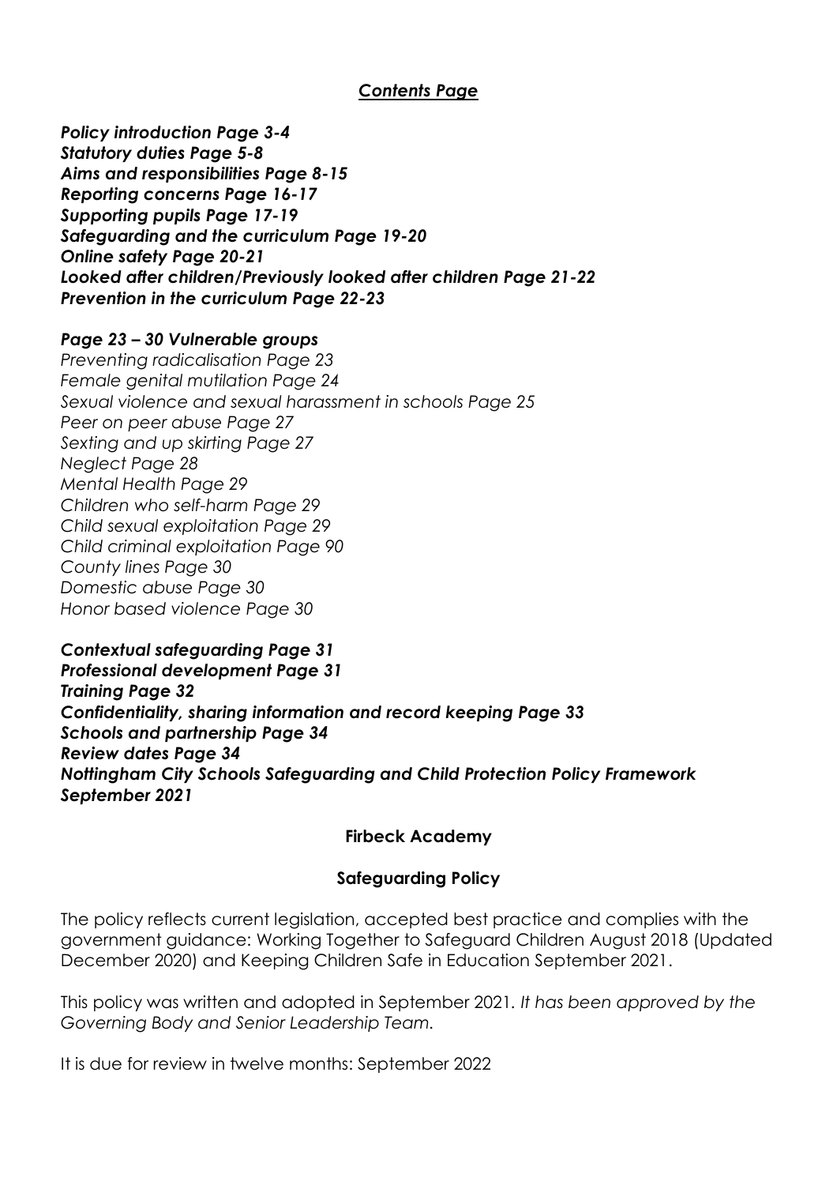## *Contents Page*

***Policy introduction Page 3-4***
***Statutory duties Page 5-8***
***Aims and responsibilities Page 8-15***
***Reporting concerns Page 16-17***
***Supporting pupils Page 17-19***
***Safeguarding and the curriculum Page 19-20***
***Online safety Page 20-21***
***Looked after children/Previously looked after children Page 21-22***
***Prevention in the curriculum Page 22-23***

***Page 23 – 30 Vulnerable groups***
*Preventing radicalisation Page 23*
*Female genital mutilation Page 24*
*Sexual violence and sexual harassment in schools Page 25*
*Peer on peer abuse Page 27*
*Sexting and up skirting Page 27*
*Neglect Page 28*
*Mental Health Page 29*
*Children who self-harm Page 29*
*Child sexual exploitation Page 29*
*Child criminal exploitation Page 90*
*County lines Page 30*
*Domestic abuse Page 30*
*Honor based violence Page 30*

***Contextual safeguarding Page 31***
***Professional development Page 31***
***Training Page 32***
***Confidentiality, sharing information and record keeping Page 33***
***Schools and partnership Page 34***
***Review dates Page 34***
***Nottingham City Schools Safeguarding and Child Protection Policy Framework September 2021***

## Firbeck Academy

## Safeguarding Policy

The policy reflects current legislation, accepted best practice and complies with the government guidance: Working Together to Safeguard Children August 2018 (Updated December 2020) and Keeping Children Safe in Education September 2021.

This policy was written and adopted in September 2021. *It has been approved by the Governing Body and Senior Leadership Team.*

It is due for review in twelve months: September 2022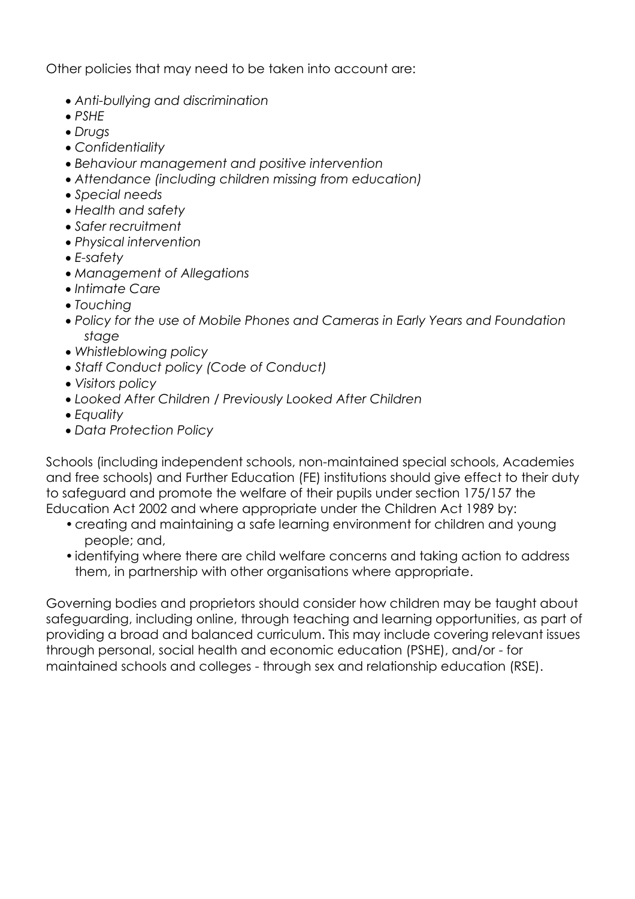Other policies that may need to be taken into account are:

- *Anti-bullying and discrimination*
- *PSHE*
- *Drugs*
- *Confidentiality*
- *Behaviour management and positive intervention*
- *Attendance (including children missing from education)*
- *Special needs*
- *Health and safety*
- *Safer recruitment*
- *Physical intervention*
- *E-safety*
- *Management of Allegations*
- *Intimate Care*
- *Touching*
- *Policy for the use of Mobile Phones and Cameras in Early Years and Foundation stage*
- *Whistleblowing policy*
- *Staff Conduct policy (Code of Conduct)*
- *Visitors policy*
- *Looked After Children / Previously Looked After Children*
- *Equality*
- *Data Protection Policy*

Schools (including independent schools, non-maintained special schools, Academies and free schools) and Further Education (FE) institutions should give effect to their duty to safeguard and promote the welfare of their pupils under section 175/157 the Education Act 2002 and where appropriate under the Children Act 1989 by:

- creating and maintaining a safe learning environment for children and young people; and,
- identifying where there are child welfare concerns and taking action to address them, in partnership with other organisations where appropriate.

Governing bodies and proprietors should consider how children may be taught about safeguarding, including online, through teaching and learning opportunities, as part of providing a broad and balanced curriculum. This may include covering relevant issues through personal, social health and economic education (PSHE), and/or - for maintained schools and colleges - through sex and relationship education (RSE).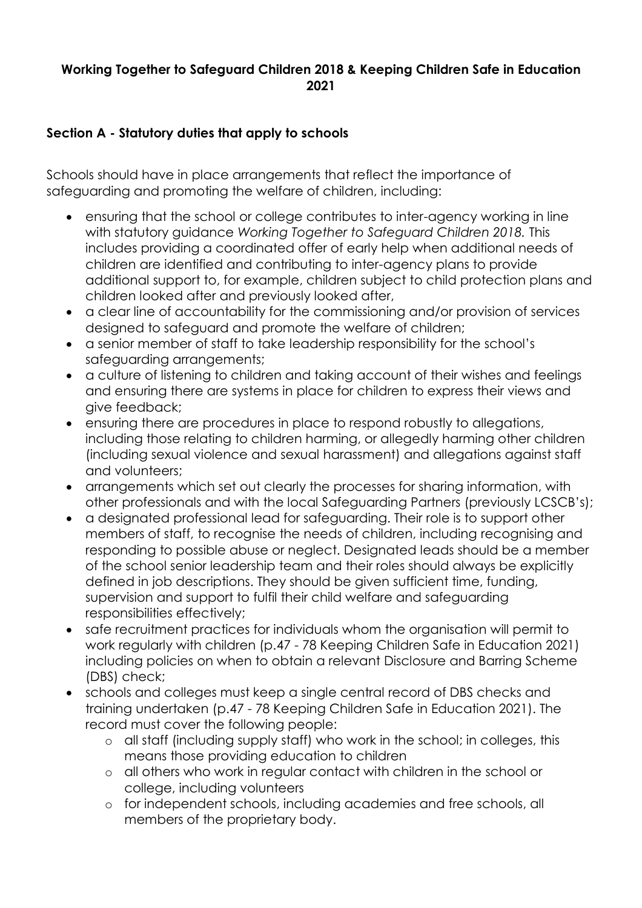**Working Together to Safeguard Children 2018 & Keeping Children Safe in Education 2021**

## Section A - Statutory duties that apply to schools

Schools should have in place arrangements that reflect the importance of safeguarding and promoting the welfare of children, including:

- ensuring that the school or college contributes to inter-agency working in line with statutory guidance *Working Together to Safeguard Children 2018.* This includes providing a coordinated offer of early help when additional needs of children are identified and contributing to inter-agency plans to provide additional support to, for example, children subject to child protection plans and children looked after and previously looked after,
- a clear line of accountability for the commissioning and/or provision of services designed to safeguard and promote the welfare of children;
- a senior member of staff to take leadership responsibility for the school's safeguarding arrangements;
- a culture of listening to children and taking account of their wishes and feelings and ensuring there are systems in place for children to express their views and give feedback;
- ensuring there are procedures in place to respond robustly to allegations, including those relating to children harming, or allegedly harming other children (including sexual violence and sexual harassment) and allegations against staff and volunteers;
- arrangements which set out clearly the processes for sharing information, with other professionals and with the local Safeguarding Partners (previously LCSCB's);
- a designated professional lead for safeguarding. Their role is to support other members of staff, to recognise the needs of children, including recognising and responding to possible abuse or neglect. Designated leads should be a member of the school senior leadership team and their roles should always be explicitly defined in job descriptions. They should be given sufficient time, funding, supervision and support to fulfil their child welfare and safeguarding responsibilities effectively;
- safe recruitment practices for individuals whom the organisation will permit to work regularly with children (p.47 - 78 Keeping Children Safe in Education 2021) including policies on when to obtain a relevant Disclosure and Barring Scheme (DBS) check;
- schools and colleges must keep a single central record of DBS checks and training undertaken (p.47 - 78 Keeping Children Safe in Education 2021). The record must cover the following people:
    - all staff (including supply staff) who work in the school; in colleges, this means those providing education to children
    - all others who work in regular contact with children in the school or college, including volunteers
    - for independent schools, including academies and free schools, all members of the proprietary body.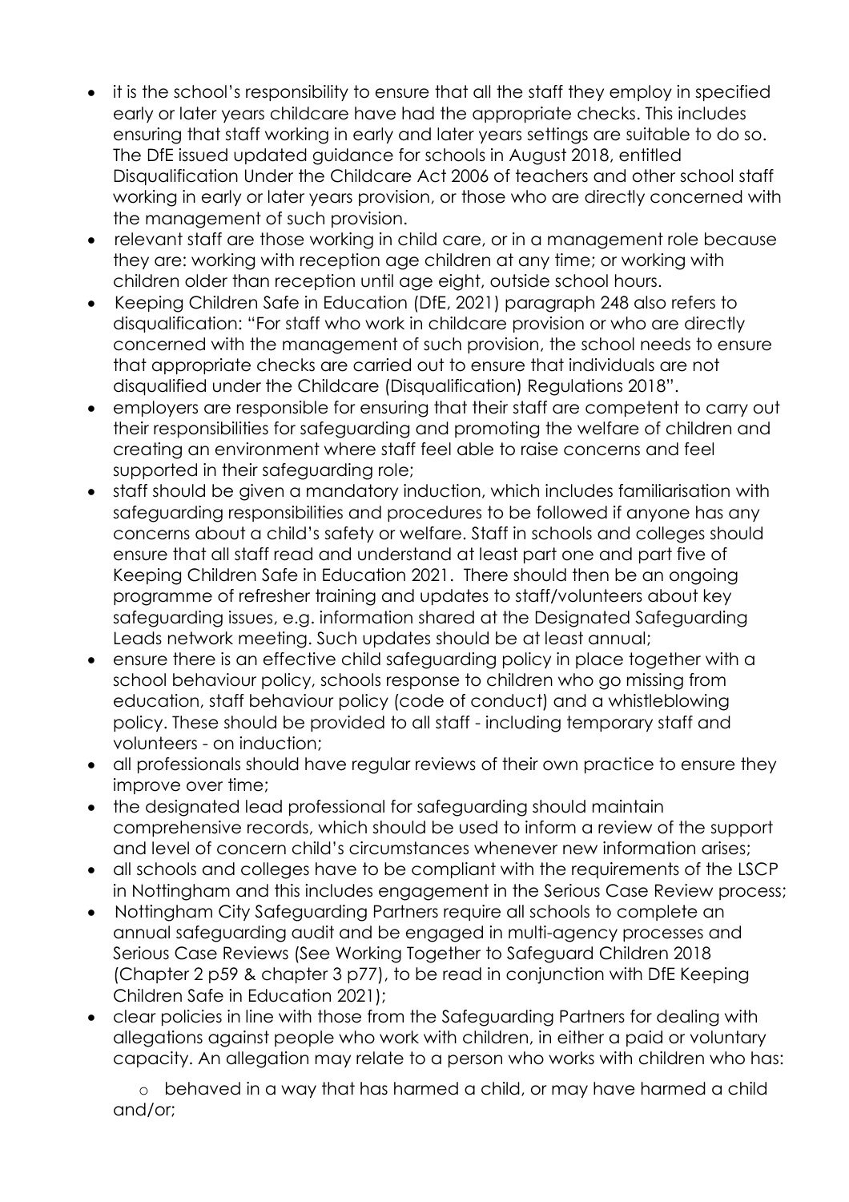- it is the school's responsibility to ensure that all the staff they employ in specified early or later years childcare have had the appropriate checks. This includes ensuring that staff working in early and later years settings are suitable to do so. The DfE issued updated guidance for schools in August 2018, entitled Disqualification Under the Childcare Act 2006 of teachers and other school staff working in early or later years provision, or those who are directly concerned with the management of such provision.
- relevant staff are those working in child care, or in a management role because they are: working with reception age children at any time; or working with children older than reception until age eight, outside school hours.
- Keeping Children Safe in Education (DfE, 2021) paragraph 248 also refers to disqualification: "For staff who work in childcare provision or who are directly concerned with the management of such provision, the school needs to ensure that appropriate checks are carried out to ensure that individuals are not disqualified under the Childcare (Disqualification) Regulations 2018".
- employers are responsible for ensuring that their staff are competent to carry out their responsibilities for safeguarding and promoting the welfare of children and creating an environment where staff feel able to raise concerns and feel supported in their safeguarding role;
- staff should be given a mandatory induction, which includes familiarisation with safeguarding responsibilities and procedures to be followed if anyone has any concerns about a child's safety or welfare. Staff in schools and colleges should ensure that all staff read and understand at least part one and part five of Keeping Children Safe in Education 2021. There should then be an ongoing programme of refresher training and updates to staff/volunteers about key safeguarding issues, e.g. information shared at the Designated Safeguarding Leads network meeting. Such updates should be at least annual;
- ensure there is an effective child safeguarding policy in place together with a school behaviour policy, schools response to children who go missing from education, staff behaviour policy (code of conduct) and a whistleblowing policy. These should be provided to all staff - including temporary staff and volunteers - on induction;
- all professionals should have regular reviews of their own practice to ensure they improve over time;
- the designated lead professional for safeguarding should maintain comprehensive records, which should be used to inform a review of the support and level of concern child's circumstances whenever new information arises;
- all schools and colleges have to be compliant with the requirements of the LSCP in Nottingham and this includes engagement in the Serious Case Review process;
- Nottingham City Safeguarding Partners require all schools to complete an annual safeguarding audit and be engaged in multi-agency processes and Serious Case Reviews (See Working Together to Safeguard Children 2018 (Chapter 2 p59 & chapter 3 p77), to be read in conjunction with DfE Keeping Children Safe in Education 2021);
- clear policies in line with those from the Safeguarding Partners for dealing with allegations against people who work with children, in either a paid or voluntary capacity. An allegation may relate to a person who works with children who has:
  - behaved in a way that has harmed a child, or may have harmed a child and/or;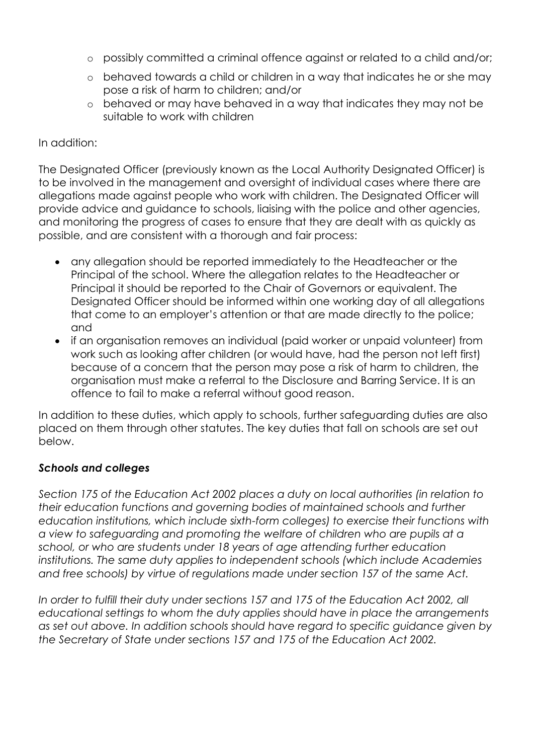- possibly committed a criminal offence against or related to a child and/or;
  - behaved towards a child or children in a way that indicates he or she may pose a risk of harm to children; and/or
  - behaved or may have behaved in a way that indicates they may not be suitable to work with children

In addition:

The Designated Officer (previously known as the Local Authority Designated Officer) is to be involved in the management and oversight of individual cases where there are allegations made against people who work with children. The Designated Officer will provide advice and guidance to schools, liaising with the police and other agencies, and monitoring the progress of cases to ensure that they are dealt with as quickly as possible, and are consistent with a thorough and fair process:

- any allegation should be reported immediately to the Headteacher or the Principal of the school. Where the allegation relates to the Headteacher or Principal it should be reported to the Chair of Governors or equivalent. The Designated Officer should be informed within one working day of all allegations that come to an employer's attention or that are made directly to the police; and
- if an organisation removes an individual (paid worker or unpaid volunteer) from work such as looking after children (or would have, had the person not left first) because of a concern that the person may pose a risk of harm to children, the organisation must make a referral to the Disclosure and Barring Service. It is an offence to fail to make a referral without good reason.

In addition to these duties, which apply to schools, further safeguarding duties are also placed on them through other statutes. The key duties that fall on schools are set out below.

***Schools and colleges***

*Section 175 of the Education Act 2002 places a duty on local authorities (in relation to their education functions and governing bodies of maintained schools and further education institutions, which include sixth-form colleges) to exercise their functions with a view to safeguarding and promoting the welfare of children who are pupils at a school, or who are students under 18 years of age attending further education institutions. The same duty applies to independent schools (which include Academies and free schools) by virtue of regulations made under section 157 of the same Act.*

*In order to fulfill their duty under sections 157 and 175 of the Education Act 2002, all educational settings to whom the duty applies should have in place the arrangements as set out above. In addition schools should have regard to specific guidance given by the Secretary of State under sections 157 and 175 of the Education Act 2002.*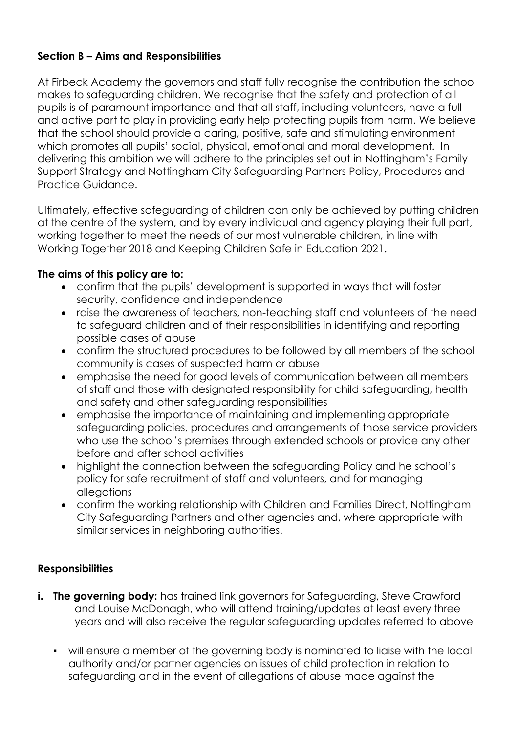## Section B – Aims and Responsibilities

At Firbeck Academy the governors and staff fully recognise the contribution the school makes to safeguarding children. We recognise that the safety and protection of all pupils is of paramount importance and that all staff, including volunteers, have a full and active part to play in providing early help protecting pupils from harm. We believe that the school should provide a caring, positive, safe and stimulating environment which promotes all pupils' social, physical, emotional and moral development. In delivering this ambition we will adhere to the principles set out in Nottingham's Family Support Strategy and Nottingham City Safeguarding Partners Policy, Procedures and Practice Guidance.

Ultimately, effective safeguarding of children can only be achieved by putting children at the centre of the system, and by every individual and agency playing their full part, working together to meet the needs of our most vulnerable children, in line with Working Together 2018 and Keeping Children Safe in Education 2021.

**The aims of this policy are to:**

- confirm that the pupils' development is supported in ways that will foster security, confidence and independence
- raise the awareness of teachers, non-teaching staff and volunteers of the need to safeguard children and of their responsibilities in identifying and reporting possible cases of abuse
- confirm the structured procedures to be followed by all members of the school community is cases of suspected harm or abuse
- emphasise the need for good levels of communication between all members of staff and those with designated responsibility for child safeguarding, health and safety and other safeguarding responsibilities
- emphasise the importance of maintaining and implementing appropriate safeguarding policies, procedures and arrangements of those service providers who use the school's premises through extended schools or provide any other before and after school activities
- highlight the connection between the safeguarding Policy and he school's policy for safe recruitment of staff and volunteers, and for managing allegations
- confirm the working relationship with Children and Families Direct, Nottingham City Safeguarding Partners and other agencies and, where appropriate with similar services in neighboring authorities.

### Responsibilities

**i. The governing body:** has trained link governors for Safeguarding, Steve Crawford and Louise McDonagh, who will attend training/updates at least every three years and will also receive the regular safeguarding updates referred to above

- will ensure a member of the governing body is nominated to liaise with the local authority and/or partner agencies on issues of child protection in relation to safeguarding and in the event of allegations of abuse made against the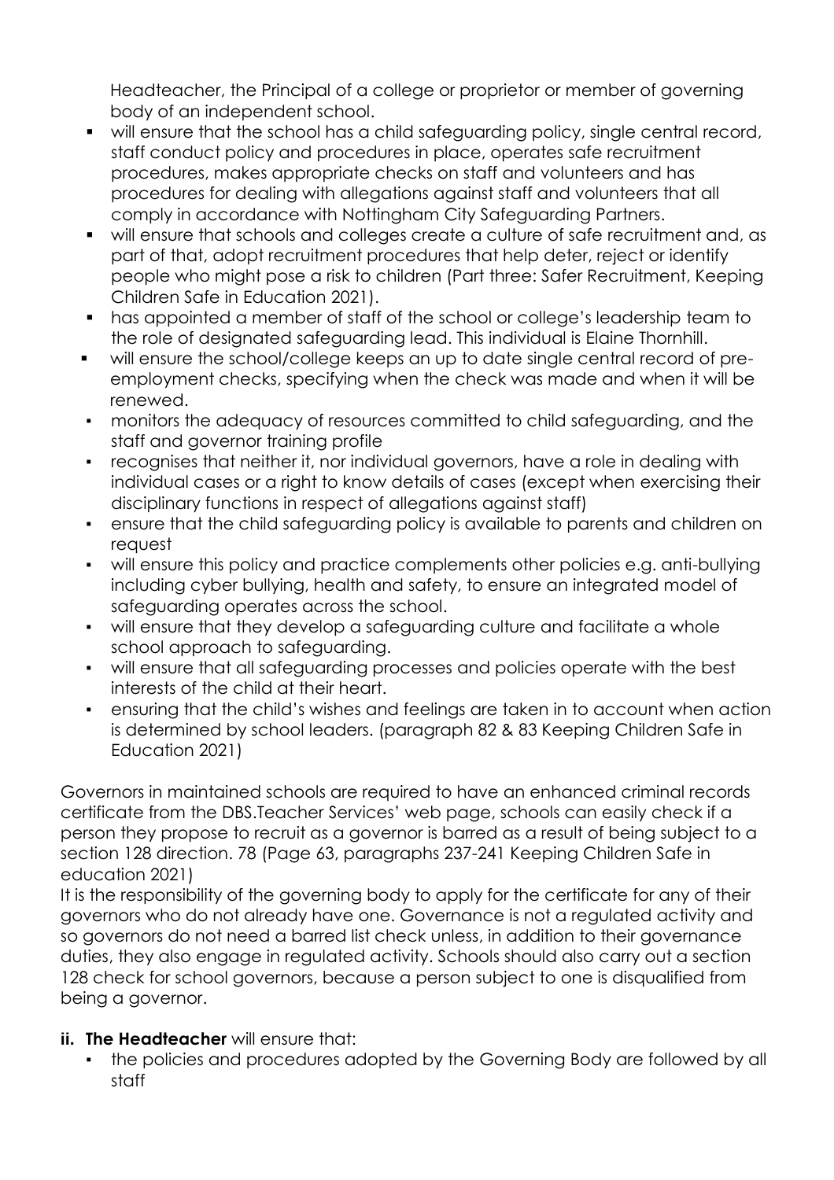Headteacher, the Principal of a college or proprietor or member of governing body of an independent school.

- will ensure that the school has a child safeguarding policy, single central record, staff conduct policy and procedures in place, operates safe recruitment procedures, makes appropriate checks on staff and volunteers and has procedures for dealing with allegations against staff and volunteers that all comply in accordance with Nottingham City Safeguarding Partners.
- will ensure that schools and colleges create a culture of safe recruitment and, as part of that, adopt recruitment procedures that help deter, reject or identify people who might pose a risk to children (Part three: Safer Recruitment, Keeping Children Safe in Education 2021).
- has appointed a member of staff of the school or college's leadership team to the role of designated safeguarding lead. This individual is Elaine Thornhill.
- will ensure the school/college keeps an up to date single central record of pre-employment checks, specifying when the check was made and when it will be renewed.
- monitors the adequacy of resources committed to child safeguarding, and the staff and governor training profile
- recognises that neither it, nor individual governors, have a role in dealing with individual cases or a right to know details of cases (except when exercising their disciplinary functions in respect of allegations against staff)
- ensure that the child safeguarding policy is available to parents and children on request
- will ensure this policy and practice complements other policies e.g. anti-bullying including cyber bullying, health and safety, to ensure an integrated model of safeguarding operates across the school.
- will ensure that they develop a safeguarding culture and facilitate a whole school approach to safeguarding.
- will ensure that all safeguarding processes and policies operate with the best interests of the child at their heart.
- ensuring that the child's wishes and feelings are taken in to account when action is determined by school leaders. (paragraph 82 & 83 Keeping Children Safe in Education 2021)

Governors in maintained schools are required to have an enhanced criminal records certificate from the DBS.Teacher Services' web page, schools can easily check if a person they propose to recruit as a governor is barred as a result of being subject to a section 128 direction. 78 (Page 63, paragraphs 237-241 Keeping Children Safe in education 2021)

It is the responsibility of the governing body to apply for the certificate for any of their governors who do not already have one. Governance is not a regulated activity and so governors do not need a barred list check unless, in addition to their governance duties, they also engage in regulated activity. Schools should also carry out a section 128 check for school governors, because a person subject to one is disqualified from being a governor.

**ii. The Headteacher** will ensure that:

- the policies and procedures adopted by the Governing Body are followed by all staff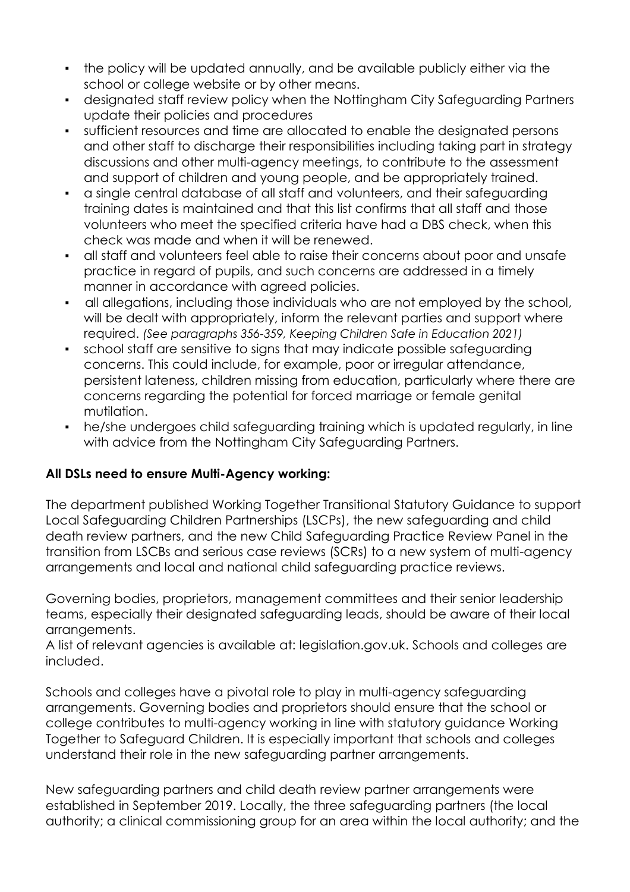- the policy will be updated annually, and be available publicly either via the school or college website or by other means.
- designated staff review policy when the Nottingham City Safeguarding Partners update their policies and procedures
- sufficient resources and time are allocated to enable the designated persons and other staff to discharge their responsibilities including taking part in strategy discussions and other multi-agency meetings, to contribute to the assessment and support of children and young people, and be appropriately trained.
- a single central database of all staff and volunteers, and their safeguarding training dates is maintained and that this list confirms that all staff and those volunteers who meet the specified criteria have had a DBS check, when this check was made and when it will be renewed.
- all staff and volunteers feel able to raise their concerns about poor and unsafe practice in regard of pupils, and such concerns are addressed in a timely manner in accordance with agreed policies.
- all allegations, including those individuals who are not employed by the school, will be dealt with appropriately, inform the relevant parties and support where required. *(See paragraphs 356-359, Keeping Children Safe in Education 2021)*
- school staff are sensitive to signs that may indicate possible safeguarding concerns. This could include, for example, poor or irregular attendance, persistent lateness, children missing from education, particularly where there are concerns regarding the potential for forced marriage or female genital mutilation.
- he/she undergoes child safeguarding training which is updated regularly, in line with advice from the Nottingham City Safeguarding Partners.

**All DSLs need to ensure Multi-Agency working:**

The department published Working Together Transitional Statutory Guidance to support Local Safeguarding Children Partnerships (LSCPs), the new safeguarding and child death review partners, and the new Child Safeguarding Practice Review Panel in the transition from LSCBs and serious case reviews (SCRs) to a new system of multi-agency arrangements and local and national child safeguarding practice reviews.

Governing bodies, proprietors, management committees and their senior leadership teams, especially their designated safeguarding leads, should be aware of their local arrangements.
A list of relevant agencies is available at: legislation.gov.uk. Schools and colleges are included.

Schools and colleges have a pivotal role to play in multi-agency safeguarding arrangements. Governing bodies and proprietors should ensure that the school or college contributes to multi-agency working in line with statutory guidance Working Together to Safeguard Children. It is especially important that schools and colleges understand their role in the new safeguarding partner arrangements.

New safeguarding partners and child death review partner arrangements were established in September 2019. Locally, the three safeguarding partners (the local authority; a clinical commissioning group for an area within the local authority; and the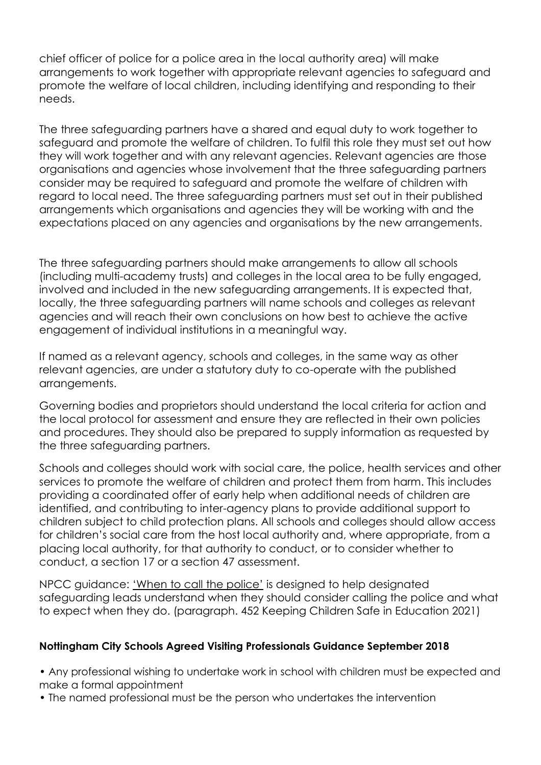chief officer of police for a police area in the local authority area) will make arrangements to work together with appropriate relevant agencies to safeguard and promote the welfare of local children, including identifying and responding to their needs.

The three safeguarding partners have a shared and equal duty to work together to safeguard and promote the welfare of children. To fulfil this role they must set out how they will work together and with any relevant agencies. Relevant agencies are those organisations and agencies whose involvement that the three safeguarding partners consider may be required to safeguard and promote the welfare of children with regard to local need. The three safeguarding partners must set out in their published arrangements which organisations and agencies they will be working with and the expectations placed on any agencies and organisations by the new arrangements.

The three safeguarding partners should make arrangements to allow all schools (including multi-academy trusts) and colleges in the local area to be fully engaged, involved and included in the new safeguarding arrangements. It is expected that, locally, the three safeguarding partners will name schools and colleges as relevant agencies and will reach their own conclusions on how best to achieve the active engagement of individual institutions in a meaningful way.

If named as a relevant agency, schools and colleges, in the same way as other relevant agencies, are under a statutory duty to co-operate with the published arrangements.

Governing bodies and proprietors should understand the local criteria for action and the local protocol for assessment and ensure they are reflected in their own policies and procedures. They should also be prepared to supply information as requested by the three safeguarding partners.

Schools and colleges should work with social care, the police, health services and other services to promote the welfare of children and protect them from harm. This includes providing a coordinated offer of early help when additional needs of children are identified, and contributing to inter-agency plans to provide additional support to children subject to child protection plans. All schools and colleges should allow access for children's social care from the host local authority and, where appropriate, from a placing local authority, for that authority to conduct, or to consider whether to conduct, a section 17 or a section 47 assessment.

NPCC guidance: 'When to call the police' is designed to help designated safeguarding leads understand when they should consider calling the police and what to expect when they do. (paragraph. 452 Keeping Children Safe in Education 2021)

**Nottingham City Schools Agreed Visiting Professionals Guidance September 2018**

- Any professional wishing to undertake work in school with children must be expected and make a formal appointment
- The named professional must be the person who undertakes the intervention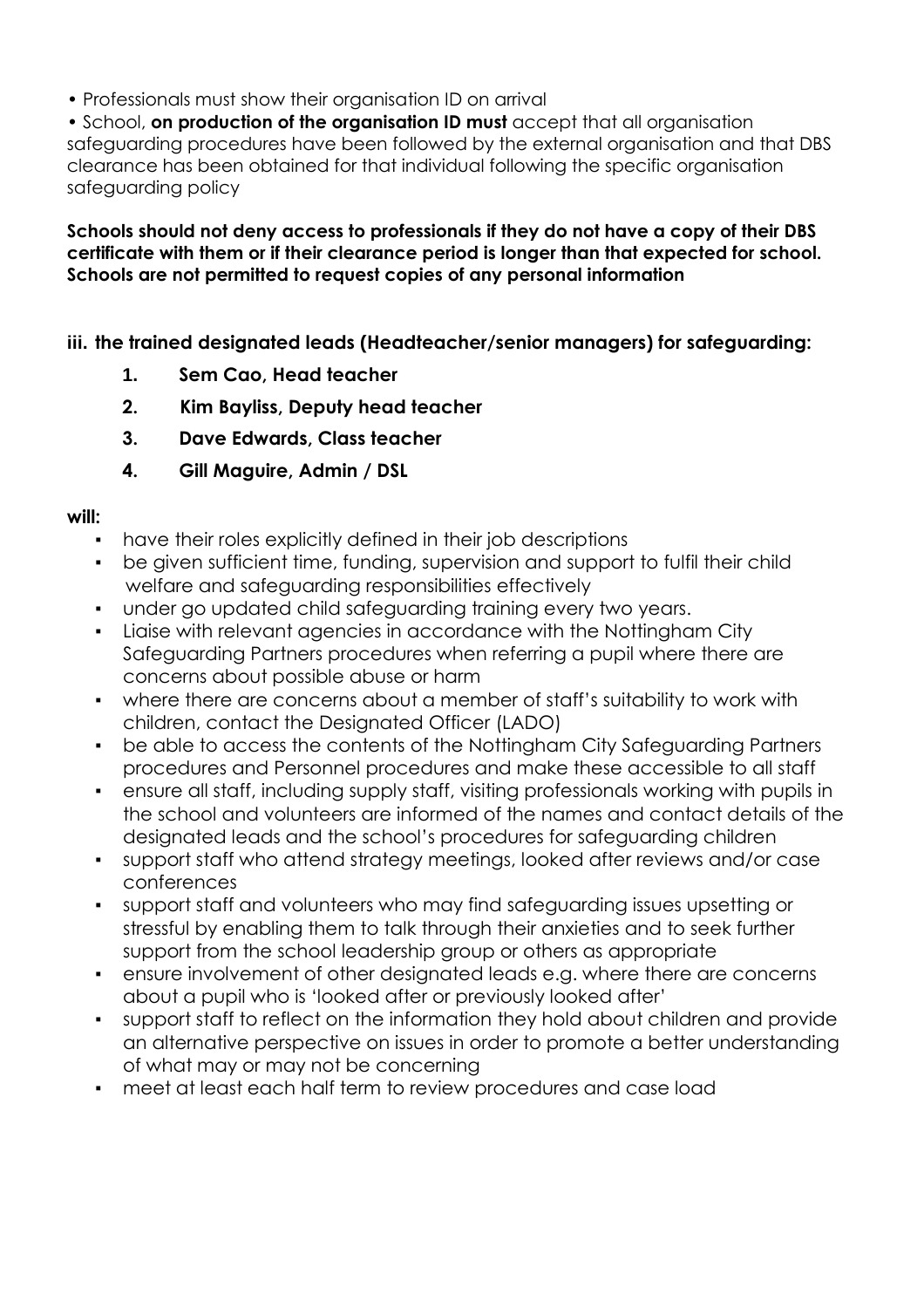- Professionals must show their organisation ID on arrival
- School, **on production of the organisation ID must** accept that all organisation safeguarding procedures have been followed by the external organisation and that DBS clearance has been obtained for that individual following the specific organisation safeguarding policy

**Schools should not deny access to professionals if they do not have a copy of their DBS certificate with them or if their clearance period is longer than that expected for school. Schools are not permitted to request copies of any personal information**

**iii. the trained designated leads (Headteacher/senior managers) for safeguarding:**

1. **Sem Cao, Head teacher**
2. **Kim Bayliss, Deputy head teacher**
3. **Dave Edwards, Class teacher**
4. **Gill Maguire, Admin / DSL**

**will:**

- have their roles explicitly defined in their job descriptions
- be given sufficient time, funding, supervision and support to fulfil their child welfare and safeguarding responsibilities effectively
- under go updated child safeguarding training every two years.
- Liaise with relevant agencies in accordance with the Nottingham City Safeguarding Partners procedures when referring a pupil where there are concerns about possible abuse or harm
- where there are concerns about a member of staff's suitability to work with children, contact the Designated Officer (LADO)
- be able to access the contents of the Nottingham City Safeguarding Partners procedures and Personnel procedures and make these accessible to all staff
- ensure all staff, including supply staff, visiting professionals working with pupils in the school and volunteers are informed of the names and contact details of the designated leads and the school's procedures for safeguarding children
- support staff who attend strategy meetings, looked after reviews and/or case conferences
- support staff and volunteers who may find safeguarding issues upsetting or stressful by enabling them to talk through their anxieties and to seek further support from the school leadership group or others as appropriate
- ensure involvement of other designated leads e.g. where there are concerns about a pupil who is 'looked after or previously looked after'
- support staff to reflect on the information they hold about children and provide an alternative perspective on issues in order to promote a better understanding of what may or may not be concerning
- meet at least each half term to review procedures and case load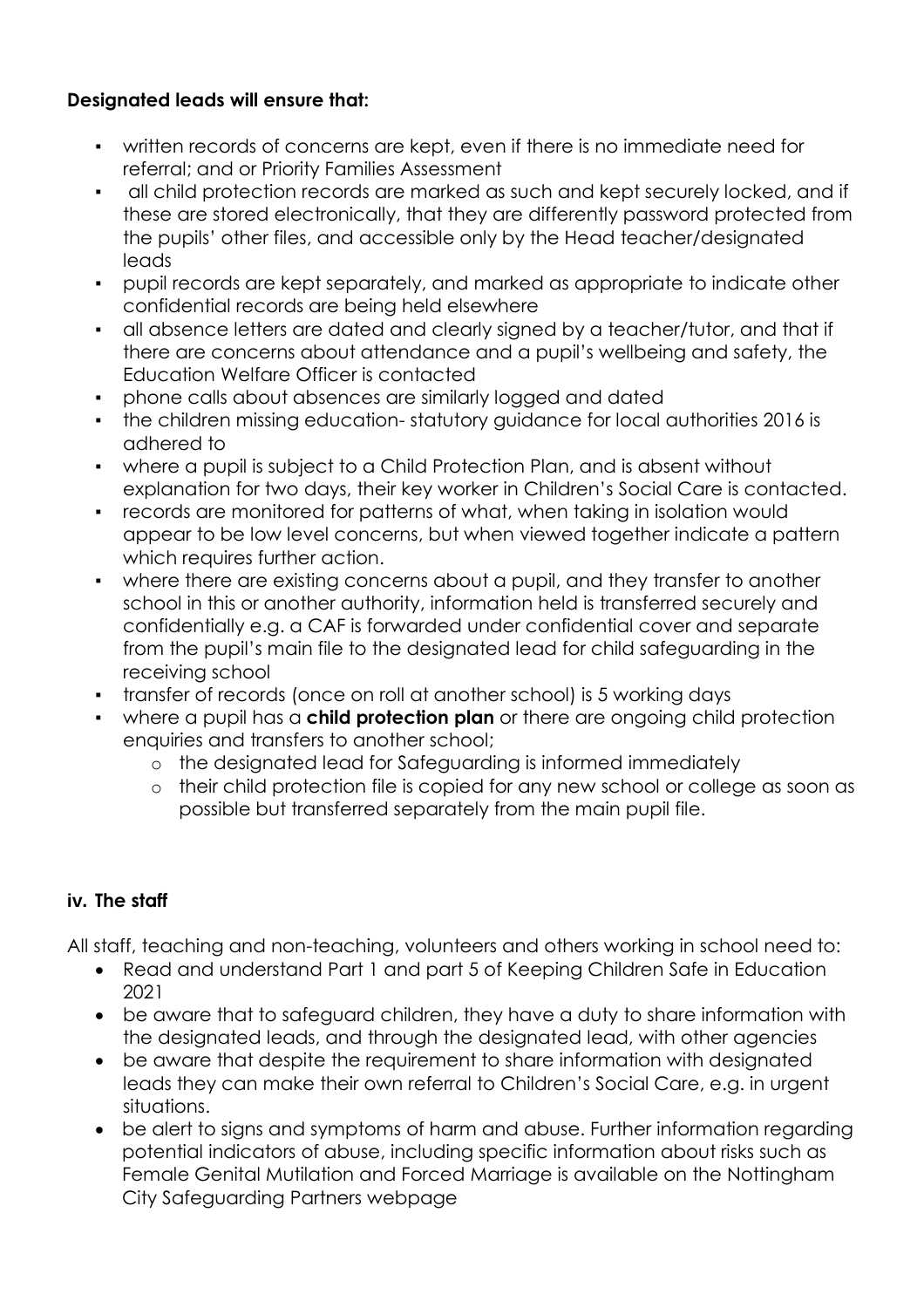**Designated leads will ensure that:**

- written records of concerns are kept, even if there is no immediate need for referral; and or Priority Families Assessment
- all child protection records are marked as such and kept securely locked, and if these are stored electronically, that they are differently password protected from the pupils' other files, and accessible only by the Head teacher/designated leads
- pupil records are kept separately, and marked as appropriate to indicate other confidential records are being held elsewhere
- all absence letters are dated and clearly signed by a teacher/tutor, and that if there are concerns about attendance and a pupil's wellbeing and safety, the Education Welfare Officer is contacted
- phone calls about absences are similarly logged and dated
- the children missing education- statutory guidance for local authorities 2016 is adhered to
- where a pupil is subject to a Child Protection Plan, and is absent without explanation for two days, their key worker in Children's Social Care is contacted.
- records are monitored for patterns of what, when taking in isolation would appear to be low level concerns, but when viewed together indicate a pattern which requires further action.
- where there are existing concerns about a pupil, and they transfer to another school in this or another authority, information held is transferred securely and confidentially e.g. a CAF is forwarded under confidential cover and separate from the pupil's main file to the designated lead for child safeguarding in the receiving school
- transfer of records (once on roll at another school) is 5 working days
- where a pupil has a **child protection plan** or there are ongoing child protection enquiries and transfers to another school;
  - the designated lead for Safeguarding is informed immediately
  - their child protection file is copied for any new school or college as soon as possible but transferred separately from the main pupil file.

**iv. The staff**

All staff, teaching and non-teaching, volunteers and others working in school need to:

- Read and understand Part 1 and part 5 of Keeping Children Safe in Education 2021
- be aware that to safeguard children, they have a duty to share information with the designated leads, and through the designated lead, with other agencies
- be aware that despite the requirement to share information with designated leads they can make their own referral to Children's Social Care, e.g. in urgent situations.
- be alert to signs and symptoms of harm and abuse. Further information regarding potential indicators of abuse, including specific information about risks such as Female Genital Mutilation and Forced Marriage is available on the Nottingham City Safeguarding Partners webpage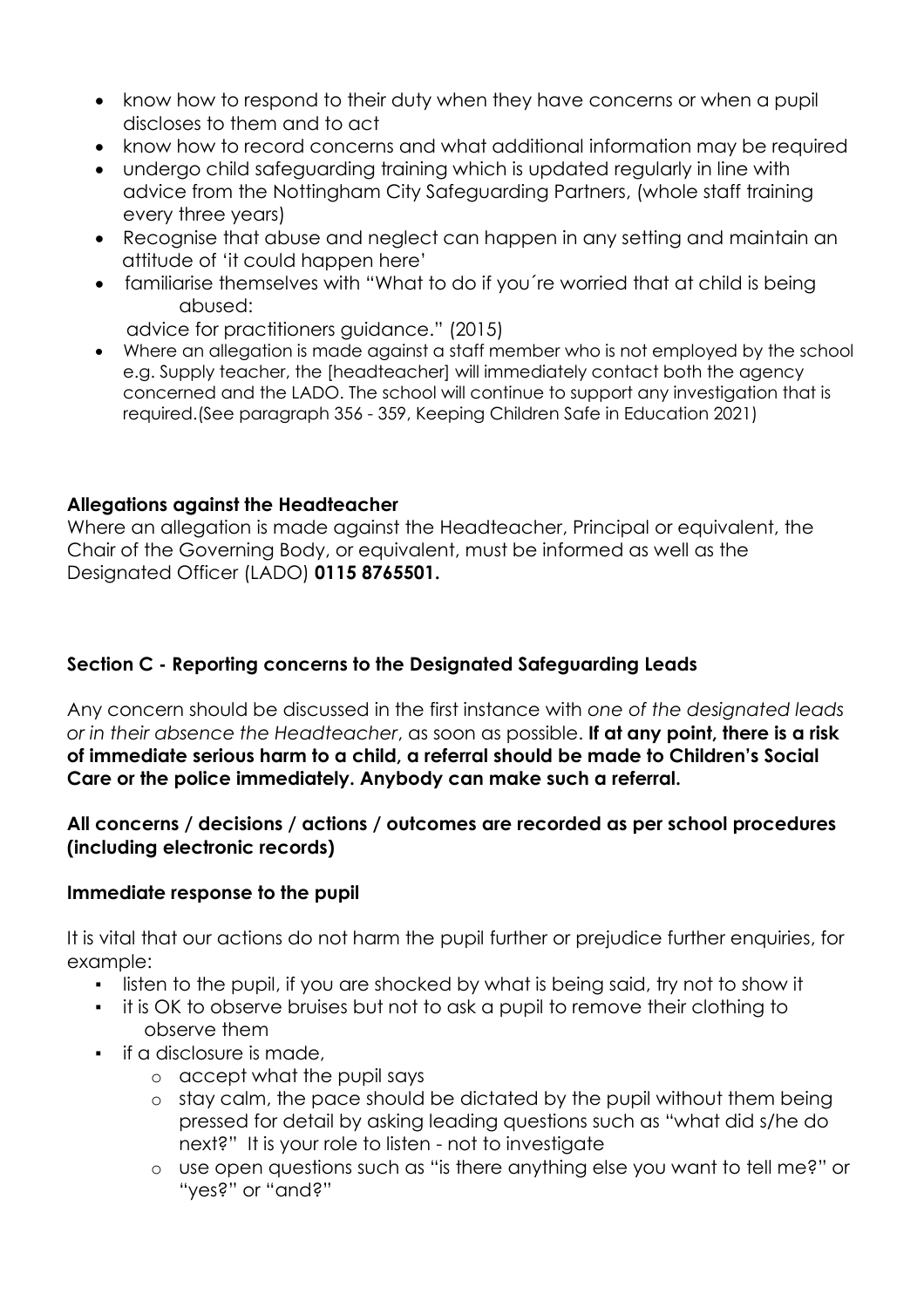- know how to respond to their duty when they have concerns or when a pupil discloses to them and to act
- know how to record concerns and what additional information may be required
- undergo child safeguarding training which is updated regularly in line with advice from the Nottingham City Safeguarding Partners, (whole staff training every three years)
- Recognise that abuse and neglect can happen in any setting and maintain an attitude of 'it could happen here'
- familiarise themselves with "What to do if you´re worried that at child is being abused:
  advice for practitioners guidance." (2015)
- Where an allegation is made against a staff member who is not employed by the school e.g. Supply teacher, the [headteacher] will immediately contact both the agency concerned and the LADO. The school will continue to support any investigation that is required.(See paragraph 356 - 359, Keeping Children Safe in Education 2021)

**Allegations against the Headteacher**

Where an allegation is made against the Headteacher, Principal or equivalent, the Chair of the Governing Body, or equivalent, must be informed as well as the Designated Officer (LADO) **0115 8765501.**

**Section C - Reporting concerns to the Designated Safeguarding Leads**

Any concern should be discussed in the first instance with *one of the designated leads or in their absence the Headteacher*, as soon as possible. **If at any point, there is a risk of immediate serious harm to a child, a referral should be made to Children's Social Care or the police immediately. Anybody can make such a referral.**

**All concerns / decisions / actions / outcomes are recorded as per school procedures (including electronic records)**

**Immediate response to the pupil**

It is vital that our actions do not harm the pupil further or prejudice further enquiries, for example:

- listen to the pupil, if you are shocked by what is being said, try not to show it
- it is OK to observe bruises but not to ask a pupil to remove their clothing to observe them
- if a disclosure is made,
  - accept what the pupil says
  - stay calm, the pace should be dictated by the pupil without them being pressed for detail by asking leading questions such as "what did s/he do next?" It is your role to listen - not to investigate
  - use open questions such as "is there anything else you want to tell me?" or "yes?" or "and?"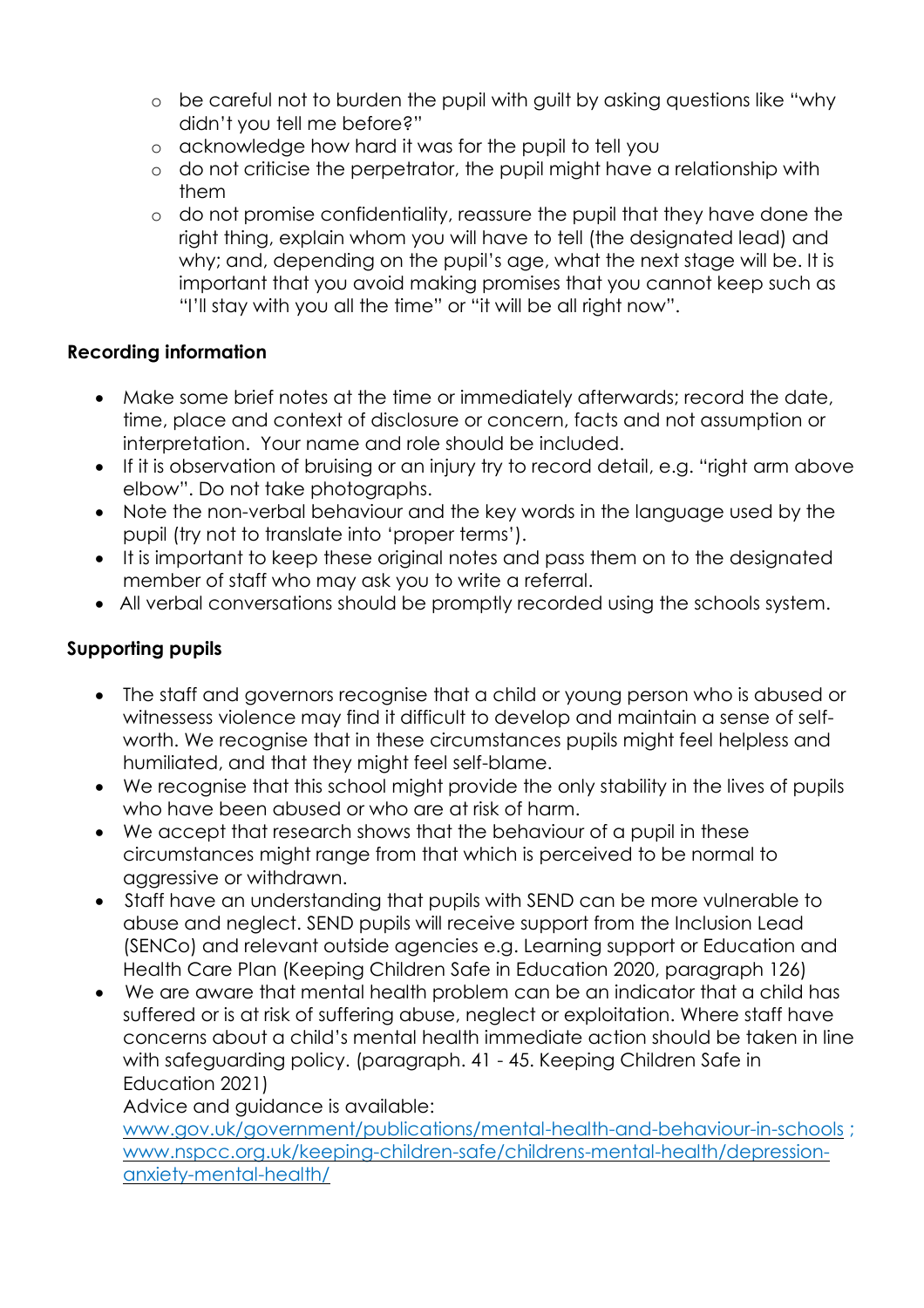- be careful not to burden the pupil with guilt by asking questions like "why didn't you tell me before?"
  - acknowledge how hard it was for the pupil to tell you
  - do not criticise the perpetrator, the pupil might have a relationship with them
  - do not promise confidentiality, reassure the pupil that they have done the right thing, explain whom you will have to tell (the designated lead) and why; and, depending on the pupil's age, what the next stage will be. It is important that you avoid making promises that you cannot keep such as "I'll stay with you all the time" or "it will be all right now".

**Recording information**

- Make some brief notes at the time or immediately afterwards; record the date, time, place and context of disclosure or concern, facts and not assumption or interpretation. Your name and role should be included.
- If it is observation of bruising or an injury try to record detail, e.g. "right arm above elbow". Do not take photographs.
- Note the non-verbal behaviour and the key words in the language used by the pupil (try not to translate into 'proper terms').
- It is important to keep these original notes and pass them on to the designated member of staff who may ask you to write a referral.
- All verbal conversations should be promptly recorded using the schools system.

**Supporting pupils**

- The staff and governors recognise that a child or young person who is abused or witnessess violence may find it difficult to develop and maintain a sense of self-worth. We recognise that in these circumstances pupils might feel helpless and humiliated, and that they might feel self-blame.
- We recognise that this school might provide the only stability in the lives of pupils who have been abused or who are at risk of harm.
- We accept that research shows that the behaviour of a pupil in these circumstances might range from that which is perceived to be normal to aggressive or withdrawn.
- Staff have an understanding that pupils with SEND can be more vulnerable to abuse and neglect. SEND pupils will receive support from the Inclusion Lead (SENCo) and relevant outside agencies e.g. Learning support or Education and Health Care Plan (Keeping Children Safe in Education 2020, paragraph 126)
- We are aware that mental health problem can be an indicator that a child has suffered or is at risk of suffering abuse, neglect or exploitation. Where staff have concerns about a child's mental health immediate action should be taken in line with safeguarding policy. (paragraph. 41 - 45. Keeping Children Safe in Education 2021)

  Advice and guidance is available:
  www.gov.uk/government/publications/mental-health-and-behaviour-in-schools ; www.nspcc.org.uk/keeping-children-safe/childrens-mental-health/depression-anxiety-mental-health/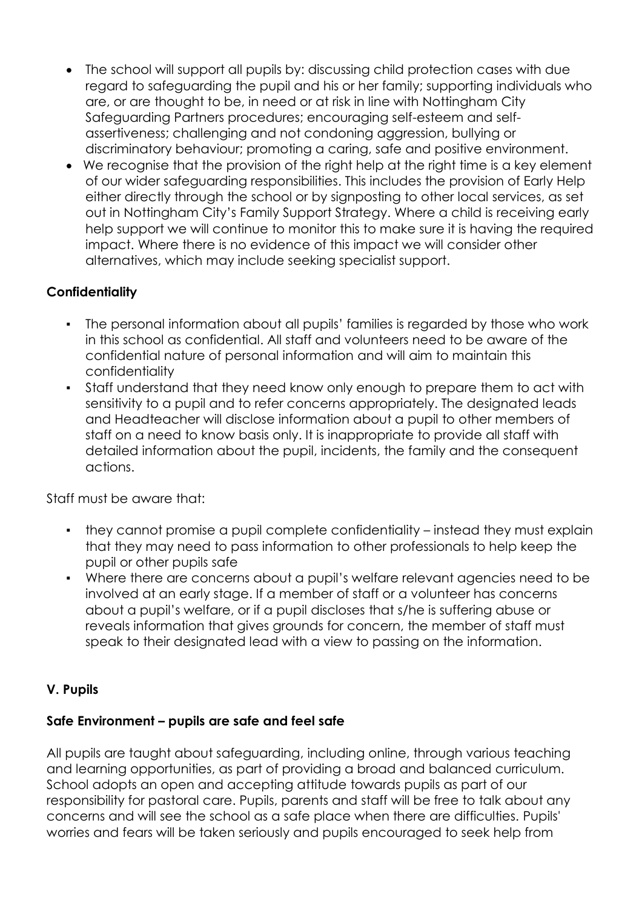- The school will support all pupils by: discussing child protection cases with due regard to safeguarding the pupil and his or her family; supporting individuals who are, or are thought to be, in need or at risk in line with Nottingham City Safeguarding Partners procedures; encouraging self-esteem and self-assertiveness; challenging and not condoning aggression, bullying or discriminatory behaviour; promoting a caring, safe and positive environment.
- We recognise that the provision of the right help at the right time is a key element of our wider safeguarding responsibilities. This includes the provision of Early Help either directly through the school or by signposting to other local services, as set out in Nottingham City's Family Support Strategy. Where a child is receiving early help support we will continue to monitor this to make sure it is having the required impact. Where there is no evidence of this impact we will consider other alternatives, which may include seeking specialist support.

**Confidentiality**

- The personal information about all pupils' families is regarded by those who work in this school as confidential. All staff and volunteers need to be aware of the confidential nature of personal information and will aim to maintain this confidentiality
- Staff understand that they need know only enough to prepare them to act with sensitivity to a pupil and to refer concerns appropriately. The designated leads and Headteacher will disclose information about a pupil to other members of staff on a need to know basis only. It is inappropriate to provide all staff with detailed information about the pupil, incidents, the family and the consequent actions.

Staff must be aware that:

- they cannot promise a pupil complete confidentiality – instead they must explain that they may need to pass information to other professionals to help keep the pupil or other pupils safe
- Where there are concerns about a pupil's welfare relevant agencies need to be involved at an early stage. If a member of staff or a volunteer has concerns about a pupil's welfare, or if a pupil discloses that s/he is suffering abuse or reveals information that gives grounds for concern, the member of staff must speak to their designated lead with a view to passing on the information.

**V. Pupils**

**Safe Environment – pupils are safe and feel safe**

All pupils are taught about safeguarding, including online, through various teaching and learning opportunities, as part of providing a broad and balanced curriculum. School adopts an open and accepting attitude towards pupils as part of our responsibility for pastoral care. Pupils, parents and staff will be free to talk about any concerns and will see the school as a safe place when there are difficulties. Pupils' worries and fears will be taken seriously and pupils encouraged to seek help from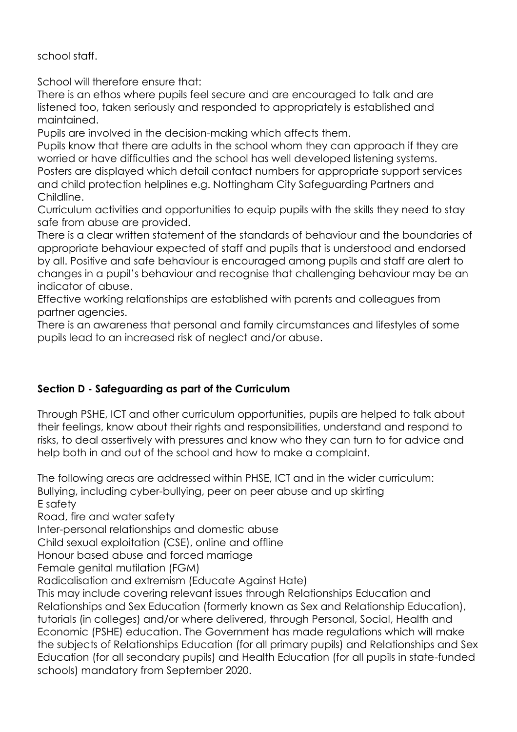school staff.

School will therefore ensure that:

There is an ethos where pupils feel secure and are encouraged to talk and are listened too, taken seriously and responded to appropriately is established and maintained.

Pupils are involved in the decision-making which affects them.

Pupils know that there are adults in the school whom they can approach if they are worried or have difficulties and the school has well developed listening systems.

Posters are displayed which detail contact numbers for appropriate support services and child protection helplines e.g. Nottingham City Safeguarding Partners and Childline.

Curriculum activities and opportunities to equip pupils with the skills they need to stay safe from abuse are provided.

There is a clear written statement of the standards of behaviour and the boundaries of appropriate behaviour expected of staff and pupils that is understood and endorsed by all. Positive and safe behaviour is encouraged among pupils and staff are alert to changes in a pupil's behaviour and recognise that challenging behaviour may be an indicator of abuse.

Effective working relationships are established with parents and colleagues from partner agencies.

There is an awareness that personal and family circumstances and lifestyles of some pupils lead to an increased risk of neglect and/or abuse.

## Section D - Safeguarding as part of the Curriculum

Through PSHE, ICT and other curriculum opportunities, pupils are helped to talk about their feelings, know about their rights and responsibilities, understand and respond to risks, to deal assertively with pressures and know who they can turn to for advice and help both in and out of the school and how to make a complaint.

The following areas are addressed within PHSE, ICT and in the wider curriculum:

Bullying, including cyber-bullying, peer on peer abuse and up skirting

E safety

Road, fire and water safety

Inter-personal relationships and domestic abuse

Child sexual exploitation (CSE), online and offline

Honour based abuse and forced marriage

Female genital mutilation (FGM)

Radicalisation and extremism (Educate Against Hate)

This may include covering relevant issues through Relationships Education and Relationships and Sex Education (formerly known as Sex and Relationship Education), tutorials (in colleges) and/or where delivered, through Personal, Social, Health and Economic (PSHE) education. The Government has made regulations which will make the subjects of Relationships Education (for all primary pupils) and Relationships and Sex Education (for all secondary pupils) and Health Education (for all pupils in state-funded schools) mandatory from September 2020.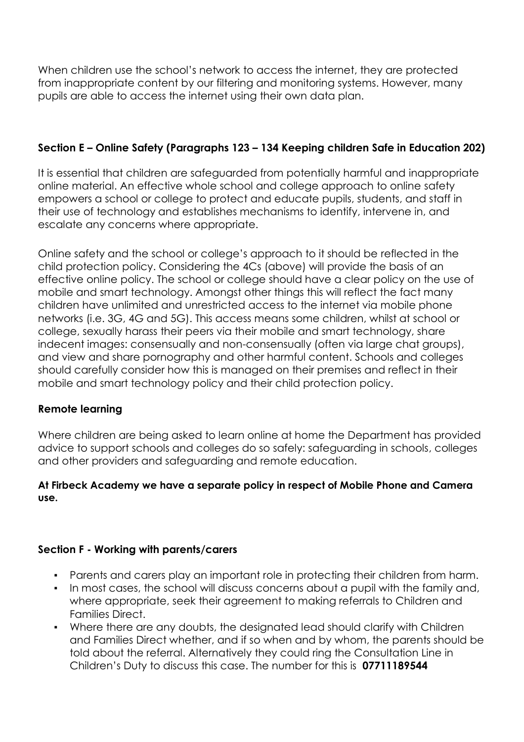When children use the school's network to access the internet, they are protected from inappropriate content by our filtering and monitoring systems. However, many pupils are able to access the internet using their own data plan.

### Section E – Online Safety (Paragraphs 123 – 134 Keeping children Safe in Education 202)

It is essential that children are safeguarded from potentially harmful and inappropriate online material. An effective whole school and college approach to online safety empowers a school or college to protect and educate pupils, students, and staff in their use of technology and establishes mechanisms to identify, intervene in, and escalate any concerns where appropriate.

Online safety and the school or college's approach to it should be reflected in the child protection policy. Considering the 4Cs (above) will provide the basis of an effective online policy. The school or college should have a clear policy on the use of mobile and smart technology. Amongst other things this will reflect the fact many children have unlimited and unrestricted access to the internet via mobile phone networks (i.e. 3G, 4G and 5G). This access means some children, whilst at school or college, sexually harass their peers via their mobile and smart technology, share indecent images: consensually and non-consensually (often via large chat groups), and view and share pornography and other harmful content. Schools and colleges should carefully consider how this is managed on their premises and reflect in their mobile and smart technology policy and their child protection policy.

### Remote learning

Where children are being asked to learn online at home the Department has provided advice to support schools and colleges do so safely: safeguarding in schools, colleges and other providers and safeguarding and remote education.

**At Firbeck Academy we have a separate policy in respect of Mobile Phone and Camera use.**

### Section F - Working with parents/carers

- Parents and carers play an important role in protecting their children from harm.
- In most cases, the school will discuss concerns about a pupil with the family and, where appropriate, seek their agreement to making referrals to Children and Families Direct.
- Where there are any doubts, the designated lead should clarify with Children and Families Direct whether, and if so when and by whom, the parents should be told about the referral. Alternatively they could ring the Consultation Line in Children's Duty to discuss this case. The number for this is **07711189544**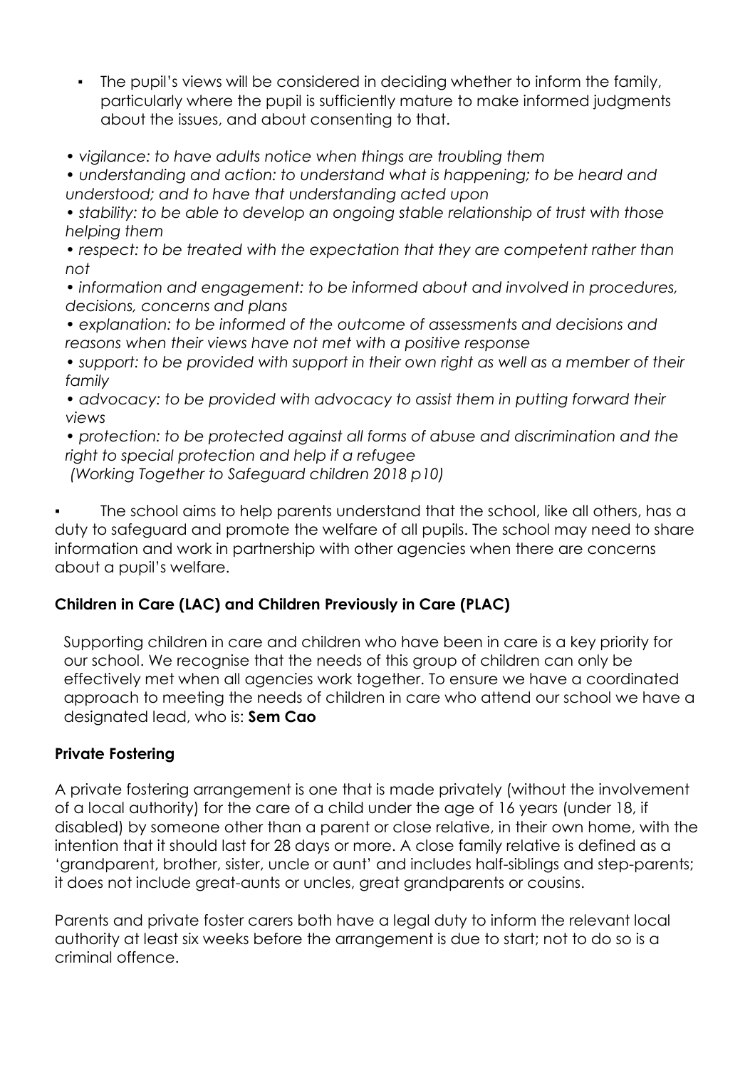- The pupil's views will be considered in deciding whether to inform the family, particularly where the pupil is sufficiently mature to make informed judgments about the issues, and about consenting to that.

*• vigilance: to have adults notice when things are troubling them*

*• understanding and action: to understand what is happening; to be heard and understood; and to have that understanding acted upon*

*• stability: to be able to develop an ongoing stable relationship of trust with those helping them*

*• respect: to be treated with the expectation that they are competent rather than not*

*• information and engagement: to be informed about and involved in procedures, decisions, concerns and plans*

*• explanation: to be informed of the outcome of assessments and decisions and reasons when their views have not met with a positive response*

*• support: to be provided with support in their own right as well as a member of their family*

*• advocacy: to be provided with advocacy to assist them in putting forward their views*

*• protection: to be protected against all forms of abuse and discrimination and the right to special protection and help if a refugee*

*(Working Together to Safeguard children 2018 p10)*

- The school aims to help parents understand that the school, like all others, has a duty to safeguard and promote the welfare of all pupils. The school may need to share information and work in partnership with other agencies when there are concerns about a pupil's welfare.

**Children in Care (LAC) and Children Previously in Care (PLAC)**

Supporting children in care and children who have been in care is a key priority for our school. We recognise that the needs of this group of children can only be effectively met when all agencies work together. To ensure we have a coordinated approach to meeting the needs of children in care who attend our school we have a designated lead, who is: **Sem Cao**

**Private Fostering**

A private fostering arrangement is one that is made privately (without the involvement of a local authority) for the care of a child under the age of 16 years (under 18, if disabled) by someone other than a parent or close relative, in their own home, with the intention that it should last for 28 days or more. A close family relative is defined as a 'grandparent, brother, sister, uncle or aunt' and includes half-siblings and step-parents; it does not include great-aunts or uncles, great grandparents or cousins.

Parents and private foster carers both have a legal duty to inform the relevant local authority at least six weeks before the arrangement is due to start; not to do so is a criminal offence.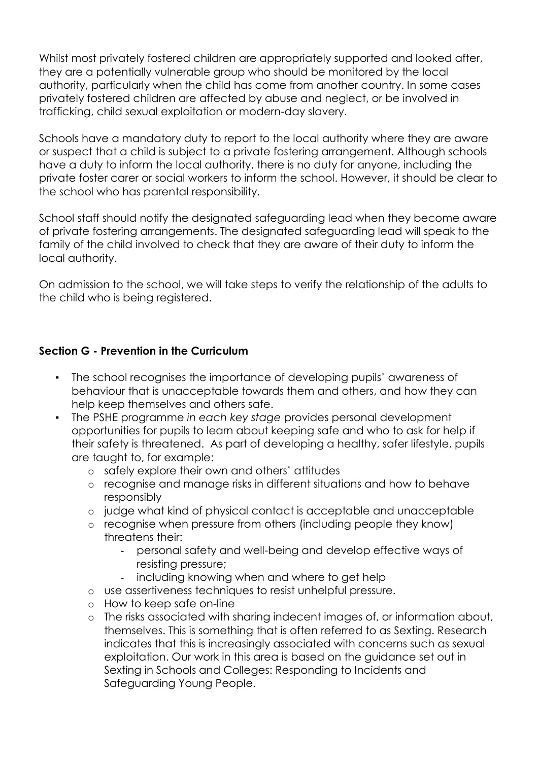Whilst most privately fostered children are appropriately supported and looked after, they are a potentially vulnerable group who should be monitored by the local authority, particularly when the child has come from another country. In some cases privately fostered children are affected by abuse and neglect, or be involved in trafficking, child sexual exploitation or modern-day slavery.

Schools have a mandatory duty to report to the local authority where they are aware or suspect that a child is subject to a private fostering arrangement. Although schools have a duty to inform the local authority, there is no duty for anyone, including the private foster carer or social workers to inform the school. However, it should be clear to the school who has parental responsibility.

School staff should notify the designated safeguarding lead when they become aware of private fostering arrangements. The designated safeguarding lead will speak to the family of the child involved to check that they are aware of their duty to inform the local authority.

On admission to the school, we will take steps to verify the relationship of the adults to the child who is being registered.

## Section G - Prevention in the Curriculum

- The school recognises the importance of developing pupils' awareness of behaviour that is unacceptable towards them and others, and how they can help keep themselves and others safe.
- The PSHE programme *in each key stage* provides personal development opportunities for pupils to learn about keeping safe and who to ask for help if their safety is threatened. As part of developing a healthy, safer lifestyle, pupils are taught to, for example:
  - safely explore their own and others' attitudes
  - recognise and manage risks in different situations and how to behave responsibly
  - judge what kind of physical contact is acceptable and unacceptable
  - recognise when pressure from others (including people they know) threatens their:
    - personal safety and well-being and develop effective ways of resisting pressure;
    - including knowing when and where to get help
  - use assertiveness techniques to resist unhelpful pressure.
  - How to keep safe on-line
  - The risks associated with sharing indecent images of, or information about, themselves. This is something that is often referred to as Sexting. Research indicates that this is increasingly associated with concerns such as sexual exploitation. Our work in this area is based on the guidance set out in Sexting in Schools and Colleges: Responding to Incidents and Safeguarding Young People.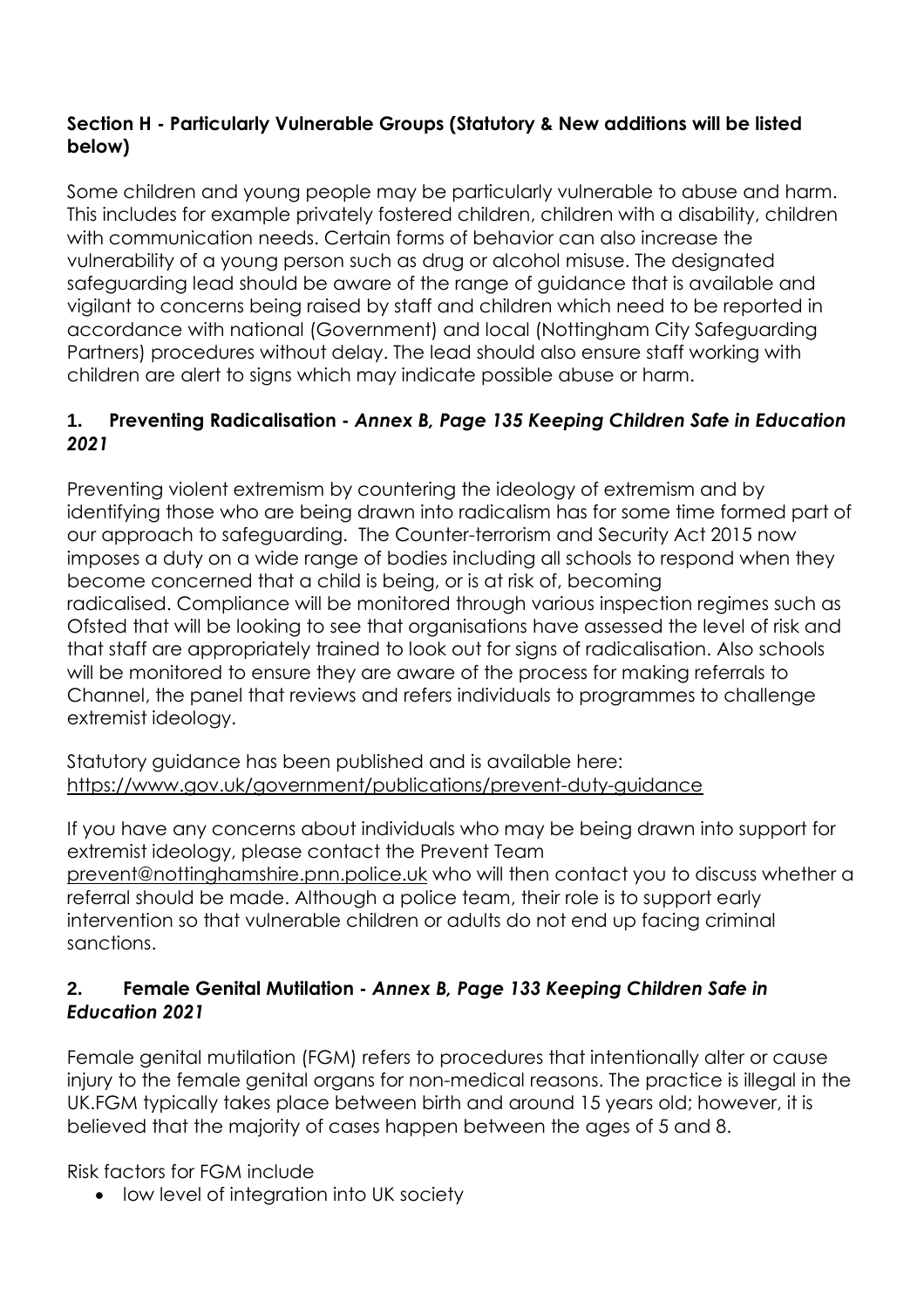**Section H - Particularly Vulnerable Groups (Statutory & New additions will be listed below)**

Some children and young people may be particularly vulnerable to abuse and harm. This includes for example privately fostered children, children with a disability, children with communication needs. Certain forms of behavior can also increase the vulnerability of a young person such as drug or alcohol misuse. The designated safeguarding lead should be aware of the range of guidance that is available and vigilant to concerns being raised by staff and children which need to be reported in accordance with national (Government) and local (Nottingham City Safeguarding Partners) procedures without delay. The lead should also ensure staff working with children are alert to signs which may indicate possible abuse or harm.

**1. Preventing Radicalisation -** ***Annex B, Page 135 Keeping Children Safe in Education 2021***

Preventing violent extremism by countering the ideology of extremism and by identifying those who are being drawn into radicalism has for some time formed part of our approach to safeguarding. The Counter-terrorism and Security Act 2015 now imposes a duty on a wide range of bodies including all schools to respond when they become concerned that a child is being, or is at risk of, becoming radicalised. Compliance will be monitored through various inspection regimes such as Ofsted that will be looking to see that organisations have assessed the level of risk and that staff are appropriately trained to look out for signs of radicalisation. Also schools will be monitored to ensure they are aware of the process for making referrals to Channel, the panel that reviews and refers individuals to programmes to challenge extremist ideology.

Statutory guidance has been published and is available here: https://www.gov.uk/government/publications/prevent-duty-guidance

If you have any concerns about individuals who may be being drawn into support for extremist ideology, please contact the Prevent Team prevent@nottinghamshire.pnn.police.uk who will then contact you to discuss whether a referral should be made. Although a police team, their role is to support early intervention so that vulnerable children or adults do not end up facing criminal sanctions.

**2. Female Genital Mutilation -** ***Annex B, Page 133 Keeping Children Safe in Education 2021***

Female genital mutilation (FGM) refers to procedures that intentionally alter or cause injury to the female genital organs for non-medical reasons. The practice is illegal in the UK.FGM typically takes place between birth and around 15 years old; however, it is believed that the majority of cases happen between the ages of 5 and 8.

Risk factors for FGM include

- low level of integration into UK society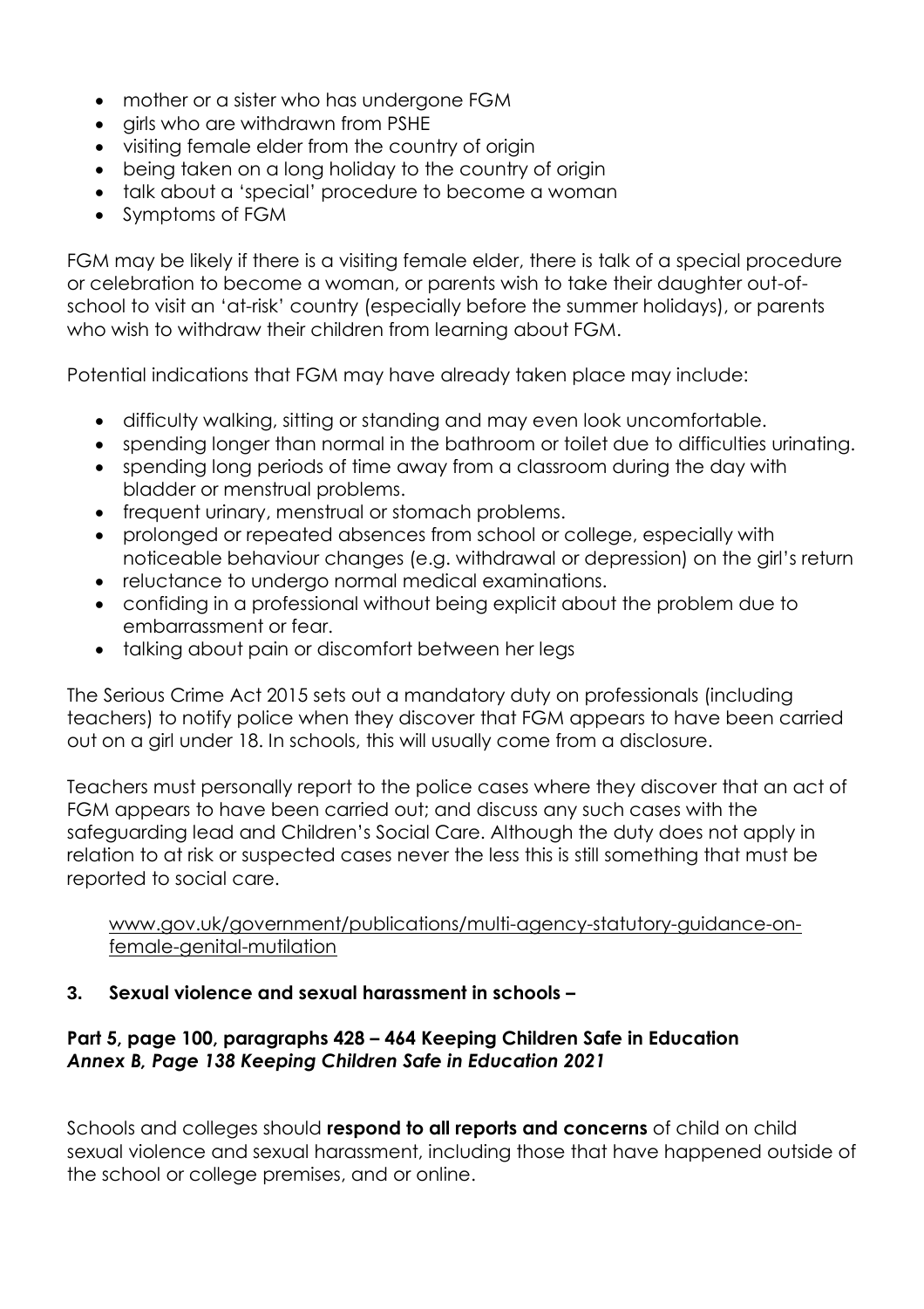- mother or a sister who has undergone FGM
- girls who are withdrawn from PSHE
- visiting female elder from the country of origin
- being taken on a long holiday to the country of origin
- talk about a 'special' procedure to become a woman
- Symptoms of FGM

FGM may be likely if there is a visiting female elder, there is talk of a special procedure or celebration to become a woman, or parents wish to take their daughter out-of-school to visit an 'at-risk' country (especially before the summer holidays), or parents who wish to withdraw their children from learning about FGM.

Potential indications that FGM may have already taken place may include:

- difficulty walking, sitting or standing and may even look uncomfortable.
- spending longer than normal in the bathroom or toilet due to difficulties urinating.
- spending long periods of time away from a classroom during the day with bladder or menstrual problems.
- frequent urinary, menstrual or stomach problems.
- prolonged or repeated absences from school or college, especially with noticeable behaviour changes (e.g. withdrawal or depression) on the girl's return
- reluctance to undergo normal medical examinations.
- confiding in a professional without being explicit about the problem due to embarrassment or fear.
- talking about pain or discomfort between her legs

The Serious Crime Act 2015 sets out a mandatory duty on professionals (including teachers) to notify police when they discover that FGM appears to have been carried out on a girl under 18. In schools, this will usually come from a disclosure.

Teachers must personally report to the police cases where they discover that an act of FGM appears to have been carried out; and discuss any such cases with the safeguarding lead and Children's Social Care. Although the duty does not apply in relation to at risk or suspected cases never the less this is still something that must be reported to social care.

> www.gov.uk/government/publications/multi-agency-statutory-guidance-on-female-genital-mutilation

### 3. Sexual violence and sexual harassment in schools –

**Part 5, page 100, paragraphs 428 – 464 Keeping Children Safe in Education**
***Annex B, Page 138 Keeping Children Safe in Education 2021***

Schools and colleges should **respond to all reports and concerns** of child on child sexual violence and sexual harassment, including those that have happened outside of the school or college premises, and or online.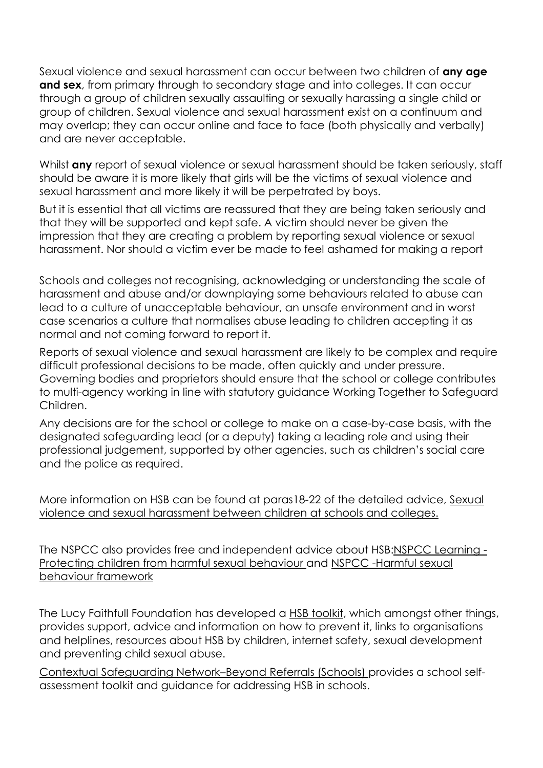Sexual violence and sexual harassment can occur between two children of **any age and sex**, from primary through to secondary stage and into colleges. It can occur through a group of children sexually assaulting or sexually harassing a single child or group of children. Sexual violence and sexual harassment exist on a continuum and may overlap; they can occur online and face to face (both physically and verbally) and are never acceptable.

Whilst **any** report of sexual violence or sexual harassment should be taken seriously, staff should be aware it is more likely that girls will be the victims of sexual violence and sexual harassment and more likely it will be perpetrated by boys.

But it is essential that all victims are reassured that they are being taken seriously and that they will be supported and kept safe. A victim should never be given the impression that they are creating a problem by reporting sexual violence or sexual harassment. Nor should a victim ever be made to feel ashamed for making a report

Schools and colleges not recognising, acknowledging or understanding the scale of harassment and abuse and/or downplaying some behaviours related to abuse can lead to a culture of unacceptable behaviour, an unsafe environment and in worst case scenarios a culture that normalises abuse leading to children accepting it as normal and not coming forward to report it.

Reports of sexual violence and sexual harassment are likely to be complex and require difficult professional decisions to be made, often quickly and under pressure. Governing bodies and proprietors should ensure that the school or college contributes to multi-agency working in line with statutory guidance Working Together to Safeguard Children.

Any decisions are for the school or college to make on a case-by-case basis, with the designated safeguarding lead (or a deputy) taking a leading role and using their professional judgement, supported by other agencies, such as children's social care and the police as required.

More information on HSB can be found at paras18-22 of the detailed advice, Sexual violence and sexual harassment between children at schools and colleges.

The NSPCC also provides free and independent advice about HSB:NSPCC Learning - Protecting children from harmful sexual behaviour and NSPCC -Harmful sexual behaviour framework

The Lucy Faithfull Foundation has developed a HSB toolkit, which amongst other things, provides support, advice and information on how to prevent it, links to organisations and helplines, resources about HSB by children, internet safety, sexual development and preventing child sexual abuse.

Contextual Safeguarding Network–Beyond Referrals (Schools) provides a school self-assessment toolkit and guidance for addressing HSB in schools.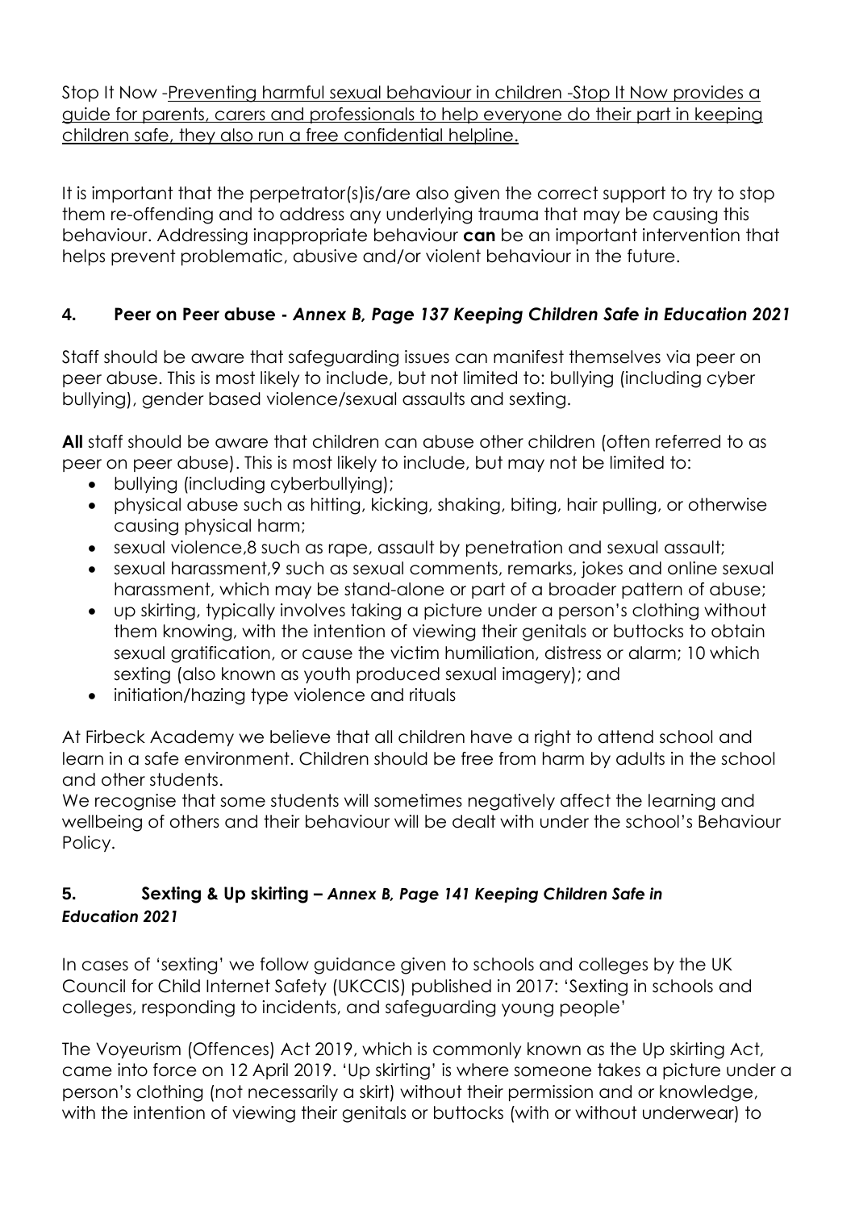Stop It Now -Preventing harmful sexual behaviour in children -Stop It Now provides a guide for parents, carers and professionals to help everyone do their part in keeping children safe, they also run a free confidential helpline.

It is important that the perpetrator(s)is/are also given the correct support to try to stop them re-offending and to address any underlying trauma that may be causing this behaviour. Addressing inappropriate behaviour **can** be an important intervention that helps prevent problematic, abusive and/or violent behaviour in the future.

## 4. Peer on Peer abuse - *Annex B, Page 137 Keeping Children Safe in Education 2021*

Staff should be aware that safeguarding issues can manifest themselves via peer on peer abuse. This is most likely to include, but not limited to: bullying (including cyber bullying), gender based violence/sexual assaults and sexting.

**All** staff should be aware that children can abuse other children (often referred to as peer on peer abuse). This is most likely to include, but may not be limited to:

- bullying (including cyberbullying);
- physical abuse such as hitting, kicking, shaking, biting, hair pulling, or otherwise causing physical harm;
- sexual violence,8 such as rape, assault by penetration and sexual assault;
- sexual harassment,9 such as sexual comments, remarks, jokes and online sexual harassment, which may be stand-alone or part of a broader pattern of abuse;
- up skirting, typically involves taking a picture under a person's clothing without them knowing, with the intention of viewing their genitals or buttocks to obtain sexual gratification, or cause the victim humiliation, distress or alarm; 10 which sexting (also known as youth produced sexual imagery); and
- initiation/hazing type violence and rituals

At Firbeck Academy we believe that all children have a right to attend school and learn in a safe environment. Children should be free from harm by adults in the school and other students.

We recognise that some students will sometimes negatively affect the learning and wellbeing of others and their behaviour will be dealt with under the school's Behaviour Policy.

## 5. Sexting & Up skirting – *Annex B, Page 141 Keeping Children Safe in Education 2021*

In cases of 'sexting' we follow guidance given to schools and colleges by the UK Council for Child Internet Safety (UKCCIS) published in 2017: 'Sexting in schools and colleges, responding to incidents, and safeguarding young people'

The Voyeurism (Offences) Act 2019, which is commonly known as the Up skirting Act, came into force on 12 April 2019. 'Up skirting' is where someone takes a picture under a person's clothing (not necessarily a skirt) without their permission and or knowledge, with the intention of viewing their genitals or buttocks (with or without underwear) to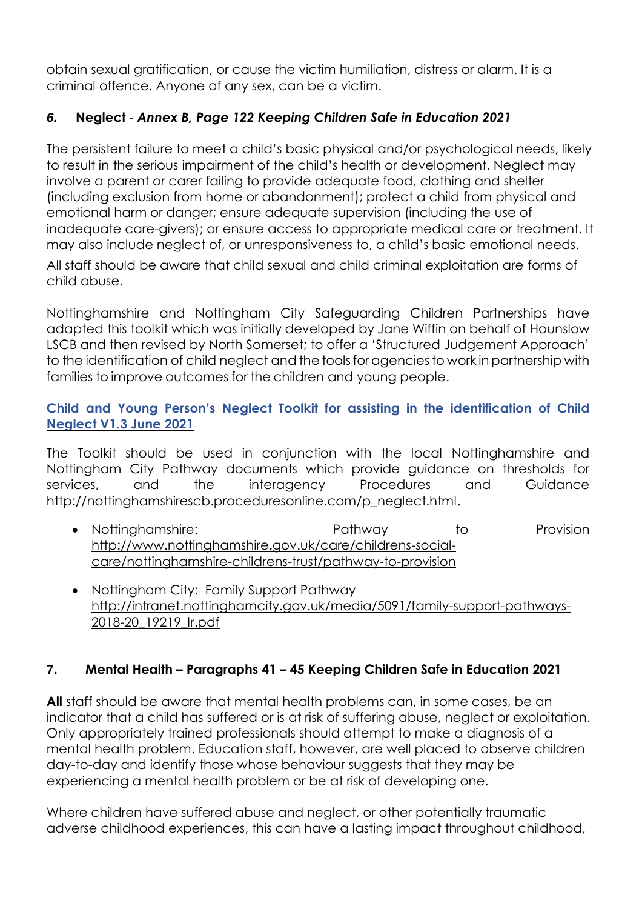obtain sexual gratification, or cause the victim humiliation, distress or alarm. It is a criminal offence. Anyone of any sex, can be a victim.

### *6.* Neglect - *Annex B, Page 122 Keeping Children Safe in Education 2021*

The persistent failure to meet a child's basic physical and/or psychological needs, likely to result in the serious impairment of the child's health or development. Neglect may involve a parent or carer failing to provide adequate food, clothing and shelter (including exclusion from home or abandonment); protect a child from physical and emotional harm or danger; ensure adequate supervision (including the use of inadequate care-givers); or ensure access to appropriate medical care or treatment. It may also include neglect of, or unresponsiveness to, a child's basic emotional needs.

All staff should be aware that child sexual and child criminal exploitation are forms of child abuse.

Nottinghamshire and Nottingham City Safeguarding Children Partnerships have adapted this toolkit which was initially developed by Jane Wiffin on behalf of Hounslow LSCB and then revised by North Somerset; to offer a 'Structured Judgement Approach' to the identification of child neglect and the tools for agencies to work in partnership with families to improve outcomes for the children and young people.

**Child and Young Person's Neglect Toolkit for assisting in the identification of Child Neglect V1.3 June 2021**

The Toolkit should be used in conjunction with the local Nottinghamshire and Nottingham City Pathway documents which provide guidance on thresholds for services, and the interagency Procedures and Guidance http://nottinghamshirescb.proceduresonline.com/p_neglect.html.

- Nottinghamshire: Pathway to Provision http://www.nottinghamshire.gov.uk/care/childrens-social-care/nottinghamshire-childrens-trust/pathway-to-provision
- Nottingham City: Family Support Pathway http://intranet.nottinghamcity.gov.uk/media/5091/family-support-pathways-2018-20_19219_lr.pdf

### 7. Mental Health – Paragraphs 41 – 45 Keeping Children Safe in Education 2021

**All** staff should be aware that mental health problems can, in some cases, be an indicator that a child has suffered or is at risk of suffering abuse, neglect or exploitation. Only appropriately trained professionals should attempt to make a diagnosis of a mental health problem. Education staff, however, are well placed to observe children day-to-day and identify those whose behaviour suggests that they may be experiencing a mental health problem or be at risk of developing one.

Where children have suffered abuse and neglect, or other potentially traumatic adverse childhood experiences, this can have a lasting impact throughout childhood,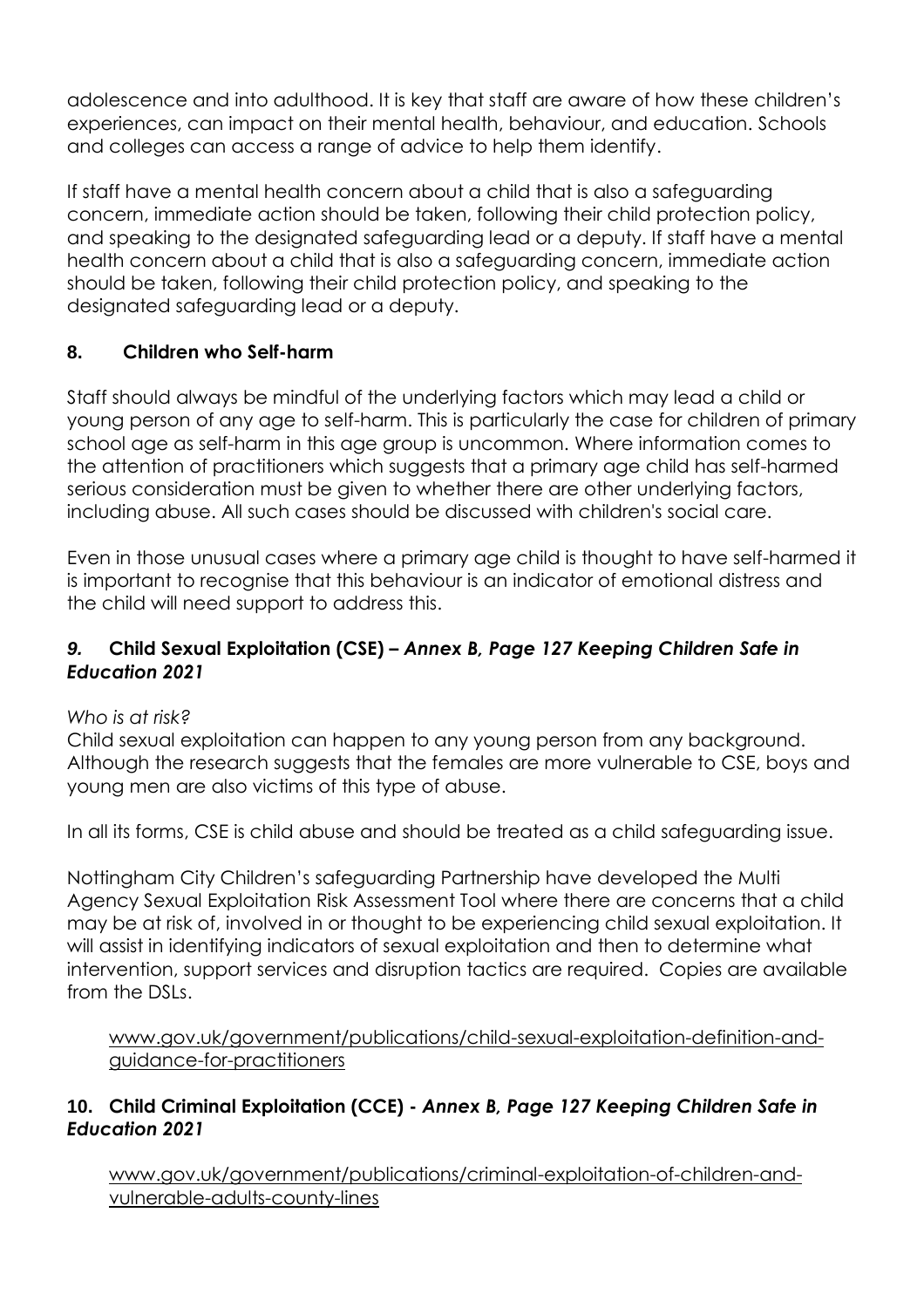adolescence and into adulthood. It is key that staff are aware of how these children's experiences, can impact on their mental health, behaviour, and education. Schools and colleges can access a range of advice to help them identify.

If staff have a mental health concern about a child that is also a safeguarding concern, immediate action should be taken, following their child protection policy, and speaking to the designated safeguarding lead or a deputy. If staff have a mental health concern about a child that is also a safeguarding concern, immediate action should be taken, following their child protection policy, and speaking to the designated safeguarding lead or a deputy.

### 8. Children who Self-harm

Staff should always be mindful of the underlying factors which may lead a child or young person of any age to self-harm. This is particularly the case for children of primary school age as self-harm in this age group is uncommon. Where information comes to the attention of practitioners which suggests that a primary age child has self-harmed serious consideration must be given to whether there are other underlying factors, including abuse. All such cases should be discussed with children's social care.

Even in those unusual cases where a primary age child is thought to have self-harmed it is important to recognise that this behaviour is an indicator of emotional distress and the child will need support to address this.

### *9.* Child Sexual Exploitation (CSE) – *Annex B, Page 127 Keeping Children Safe in Education 2021*

*Who is at risk?*
Child sexual exploitation can happen to any young person from any background. Although the research suggests that the females are more vulnerable to CSE, boys and young men are also victims of this type of abuse.

In all its forms, CSE is child abuse and should be treated as a child safeguarding issue.

Nottingham City Children's safeguarding Partnership have developed the Multi Agency Sexual Exploitation Risk Assessment Tool where there are concerns that a child may be at risk of, involved in or thought to be experiencing child sexual exploitation. It will assist in identifying indicators of sexual exploitation and then to determine what intervention, support services and disruption tactics are required. Copies are available from the DSLs.

www.gov.uk/government/publications/child-sexual-exploitation-definition-and-guidance-for-practitioners

### 10. Child Criminal Exploitation (CCE) - *Annex B, Page 127 Keeping Children Safe in Education 2021*

www.gov.uk/government/publications/criminal-exploitation-of-children-and-vulnerable-adults-county-lines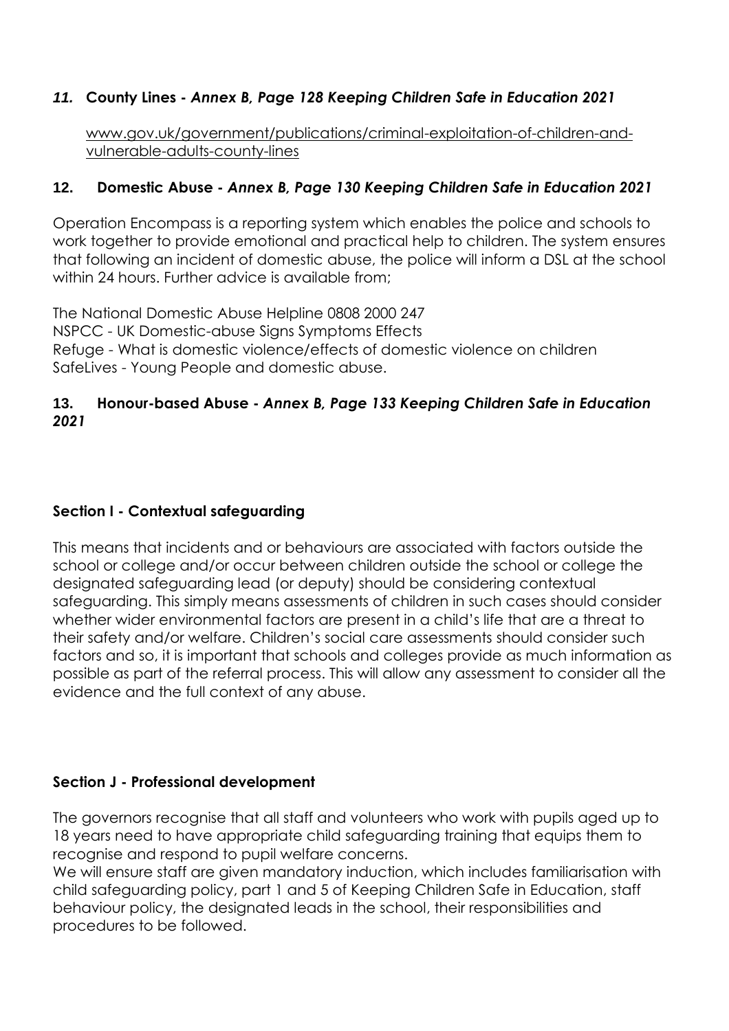### *11.* **County Lines -** ***Annex B, Page 128 Keeping Children Safe in Education 2021***

www.gov.uk/government/publications/criminal-exploitation-of-children-and-vulnerable-adults-county-lines

### **12. Domestic Abuse -** ***Annex B, Page 130 Keeping Children Safe in Education 2021***

Operation Encompass is a reporting system which enables the police and schools to work together to provide emotional and practical help to children. The system ensures that following an incident of domestic abuse, the police will inform a DSL at the school within 24 hours. Further advice is available from;

The National Domestic Abuse Helpline 0808 2000 247
NSPCC - UK Domestic-abuse Signs Symptoms Effects
Refuge - What is domestic violence/effects of domestic violence on children
SafeLives - Young People and domestic abuse.

### **13. Honour-based Abuse -** ***Annex B, Page 133 Keeping Children Safe in Education 2021***

## **Section I - Contextual safeguarding**

This means that incidents and or behaviours are associated with factors outside the school or college and/or occur between children outside the school or college the designated safeguarding lead (or deputy) should be considering contextual safeguarding. This simply means assessments of children in such cases should consider whether wider environmental factors are present in a child's life that are a threat to their safety and/or welfare. Children's social care assessments should consider such factors and so, it is important that schools and colleges provide as much information as possible as part of the referral process. This will allow any assessment to consider all the evidence and the full context of any abuse.

## **Section J - Professional development**

The governors recognise that all staff and volunteers who work with pupils aged up to 18 years need to have appropriate child safeguarding training that equips them to recognise and respond to pupil welfare concerns.
We will ensure staff are given mandatory induction, which includes familiarisation with child safeguarding policy, part 1 and 5 of Keeping Children Safe in Education, staff behaviour policy, the designated leads in the school, their responsibilities and procedures to be followed.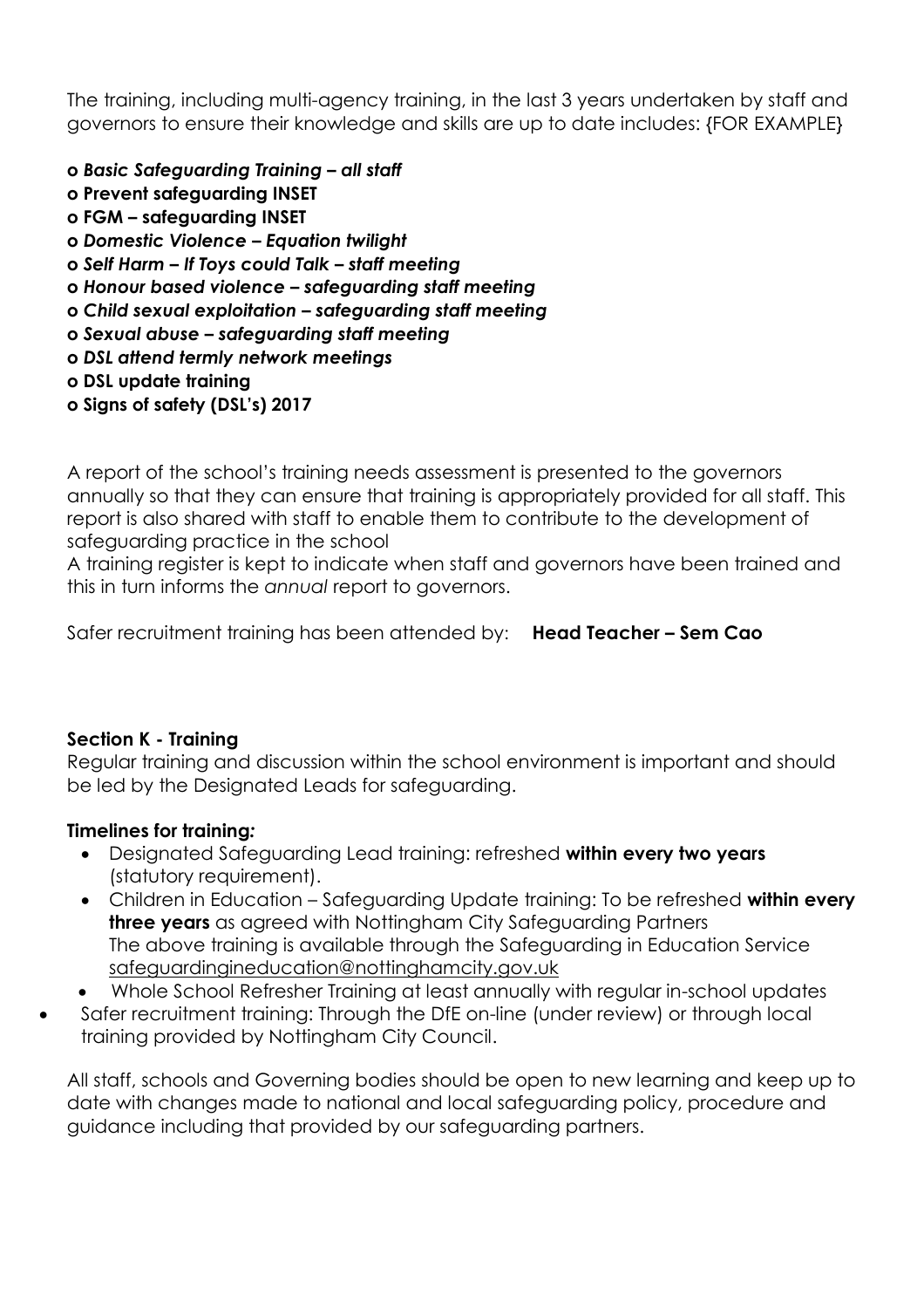The training, including multi-agency training, in the last 3 years undertaken by staff and governors to ensure their knowledge and skills are up to date includes: {FOR EXAMPLE}

- ***Basic Safeguarding Training – all staff***
- **Prevent safeguarding INSET**
- **FGM – safeguarding INSET**
- ***Domestic Violence – Equation twilight***
- ***Self Harm – If Toys could Talk – staff meeting***
- ***Honour based violence – safeguarding staff meeting***
- ***Child sexual exploitation – safeguarding staff meeting***
- ***Sexual abuse – safeguarding staff meeting***
- ***DSL attend termly network meetings***
- **DSL update training**
- **Signs of safety (DSL's) 2017**

A report of the school's training needs assessment is presented to the governors annually so that they can ensure that training is appropriately provided for all staff. This report is also shared with staff to enable them to contribute to the development of safeguarding practice in the school

A training register is kept to indicate when staff and governors have been trained and this in turn informs the *annual* report to governors.

Safer recruitment training has been attended by: **Head Teacher – Sem Cao**

**Section K - Training**

Regular training and discussion within the school environment is important and should be led by the Designated Leads for safeguarding.

**Timelines for training:**

- Designated Safeguarding Lead training: refreshed **within every two years** (statutory requirement).
- Children in Education – Safeguarding Update training: To be refreshed **within every three years** as agreed with Nottingham City Safeguarding Partners
  The above training is available through the Safeguarding in Education Service safeguardingineducation@nottinghamcity.gov.uk
- Whole School Refresher Training at least annually with regular in-school updates
- Safer recruitment training: Through the DfE on-line (under review) or through local training provided by Nottingham City Council.

All staff, schools and Governing bodies should be open to new learning and keep up to date with changes made to national and local safeguarding policy, procedure and guidance including that provided by our safeguarding partners.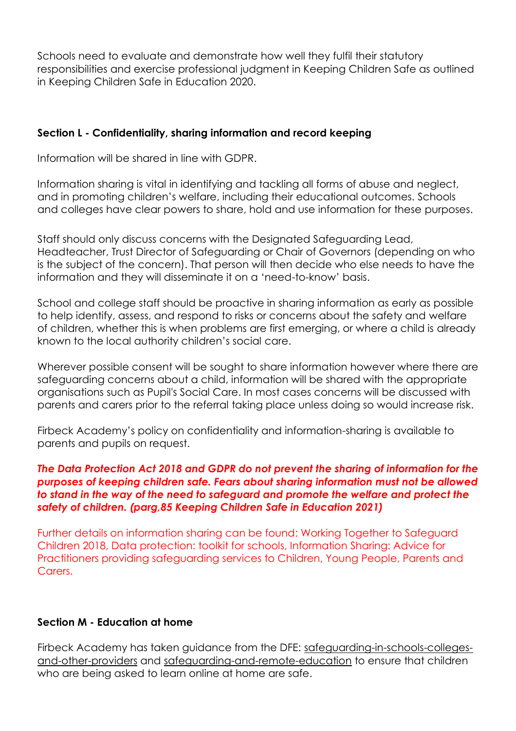Schools need to evaluate and demonstrate how well they fulfil their statutory responsibilities and exercise professional judgment in Keeping Children Safe as outlined in Keeping Children Safe in Education 2020.

**Section L - Confidentiality, sharing information and record keeping**

Information will be shared in line with GDPR.

Information sharing is vital in identifying and tackling all forms of abuse and neglect, and in promoting children's welfare, including their educational outcomes. Schools and colleges have clear powers to share, hold and use information for these purposes.

Staff should only discuss concerns with the Designated Safeguarding Lead, Headteacher, Trust Director of Safeguarding or Chair of Governors (depending on who is the subject of the concern). That person will then decide who else needs to have the information and they will disseminate it on a 'need-to-know' basis.

School and college staff should be proactive in sharing information as early as possible to help identify, assess, and respond to risks or concerns about the safety and welfare of children, whether this is when problems are first emerging, or where a child is already known to the local authority children's social care.

Wherever possible consent will be sought to share information however where there are safeguarding concerns about a child, information will be shared with the appropriate organisations such as Pupil's Social Care. In most cases concerns will be discussed with parents and carers prior to the referral taking place unless doing so would increase risk.

Firbeck Academy's policy on confidentiality and information-sharing is available to parents and pupils on request.

***The Data Protection Act 2018 and GDPR do not prevent the sharing of information for the purposes of keeping children safe. Fears about sharing information must not be allowed to stand in the way of the need to safeguard and promote the welfare and protect the safety of children. (parg,85 Keeping Children Safe in Education 2021)***

Further details on information sharing can be found: Working Together to Safeguard Children 2018, Data protection: toolkit for schools, Information Sharing: Advice for Practitioners providing safeguarding services to Children, Young People, Parents and Carers.

**Section M - Education at home**

Firbeck Academy has taken guidance from the DFE: safeguarding-in-schools-colleges-and-other-providers and safeguarding-and-remote-education to ensure that children who are being asked to learn online at home are safe.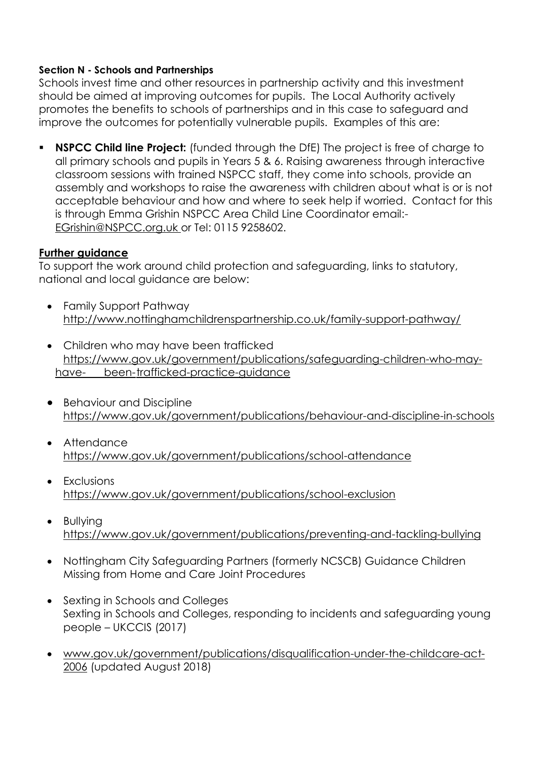**Section N - Schools and Partnerships**

Schools invest time and other resources in partnership activity and this investment should be aimed at improving outcomes for pupils. The Local Authority actively promotes the benefits to schools of partnerships and in this case to safeguard and improve the outcomes for potentially vulnerable pupils. Examples of this are:

- **NSPCC Child line Project:** (funded through the DfE) The project is free of charge to all primary schools and pupils in Years 5 & 6. Raising awareness through interactive classroom sessions with trained NSPCC staff, they come into schools, provide an assembly and workshops to raise the awareness with children about what is or is not acceptable behaviour and how and where to seek help if worried. Contact for this is through Emma Grishin NSPCC Area Child Line Coordinator email:- EGrishin@NSPCC.org.uk or Tel: 0115 9258602.

**Further guidance**

To support the work around child protection and safeguarding, links to statutory, national and local guidance are below:

- Family Support Pathway
  http://www.nottinghamchildrenspartnership.co.uk/family-support-pathway/
- Children who may have been trafficked
  https://www.gov.uk/government/publications/safeguarding-children-who-may-have- been-trafficked-practice-guidance
- Behaviour and Discipline
  https://www.gov.uk/government/publications/behaviour-and-discipline-in-schools
- Attendance
  https://www.gov.uk/government/publications/school-attendance
- Exclusions
  https://www.gov.uk/government/publications/school-exclusion
- Bullying
  https://www.gov.uk/government/publications/preventing-and-tackling-bullying
- Nottingham City Safeguarding Partners (formerly NCSCB) Guidance Children Missing from Home and Care Joint Procedures
- Sexting in Schools and Colleges
  Sexting in Schools and Colleges, responding to incidents and safeguarding young people – UKCCIS (2017)
- www.gov.uk/government/publications/disqualification-under-the-childcare-act-2006 (updated August 2018)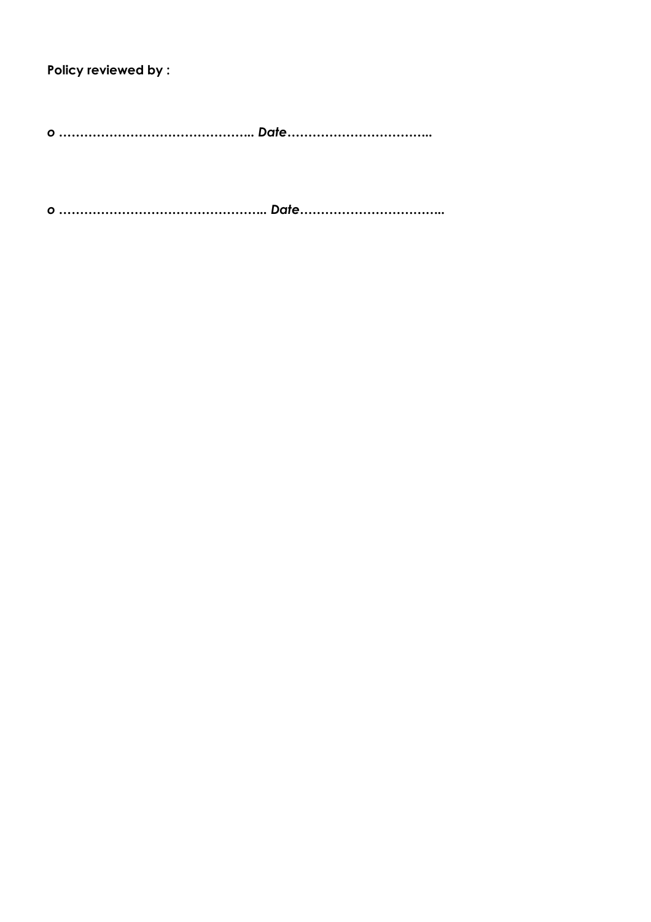**Policy reviewed by :**

***o ………………………………………….. Date……………………………..***

***o …………………………………………….. Date……………………………..***